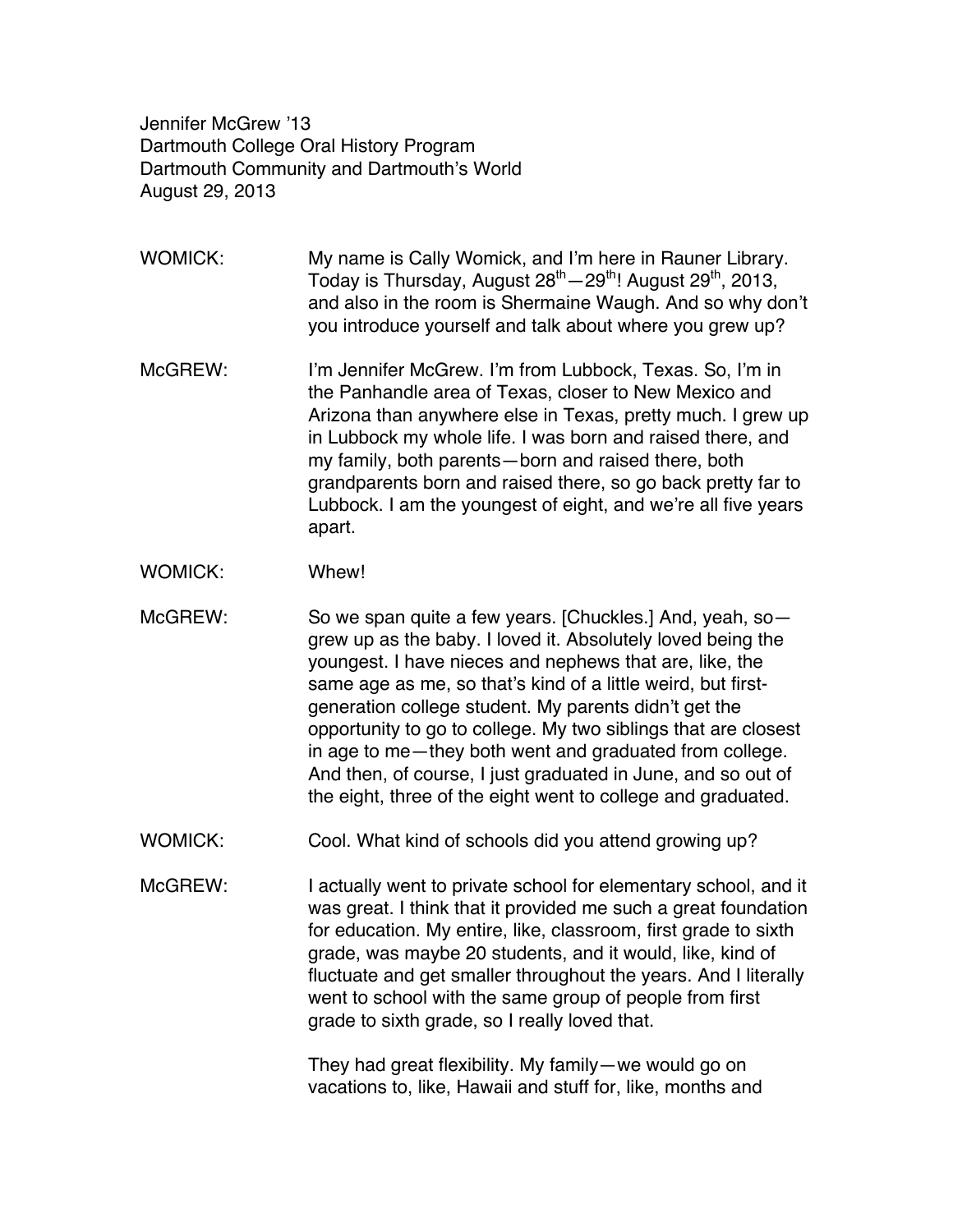Jennifer McGrew '13
Dartmouth College Oral History Program
Dartmouth Community and Dartmouth's World
August 29, 2013

WOMICK: My name is Cally Womick, and I'm here in Rauner Library. Today is Thursday, August 28th—29th! August 29th, 2013, and also in the room is Shermaine Waugh. And so why don't you introduce yourself and talk about where you grew up?

McGREW: I'm Jennifer McGrew. I'm from Lubbock, Texas. So, I'm in the Panhandle area of Texas, closer to New Mexico and Arizona than anywhere else in Texas, pretty much. I grew up in Lubbock my whole life. I was born and raised there, and my family, both parents—born and raised there, both grandparents born and raised there, so go back pretty far to Lubbock. I am the youngest of eight, and we're all five years apart.

WOMICK: Whew!

McGREW: So we span quite a few years. [Chuckles.] And, yeah, so—grew up as the baby. I loved it. Absolutely loved being the youngest. I have nieces and nephews that are, like, the same age as me, so that's kind of a little weird, but first-generation college student. My parents didn't get the opportunity to go to college. My two siblings that are closest in age to me—they both went and graduated from college. And then, of course, I just graduated in June, and so out of the eight, three of the eight went to college and graduated.

WOMICK: Cool. What kind of schools did you attend growing up?

McGREW: I actually went to private school for elementary school, and it was great. I think that it provided me such a great foundation for education. My entire, like, classroom, first grade to sixth grade, was maybe 20 students, and it would, like, kind of fluctuate and get smaller throughout the years. And I literally went to school with the same group of people from first grade to sixth grade, so I really loved that.

They had great flexibility. My family—we would go on vacations to, like, Hawaii and stuff for, like, months and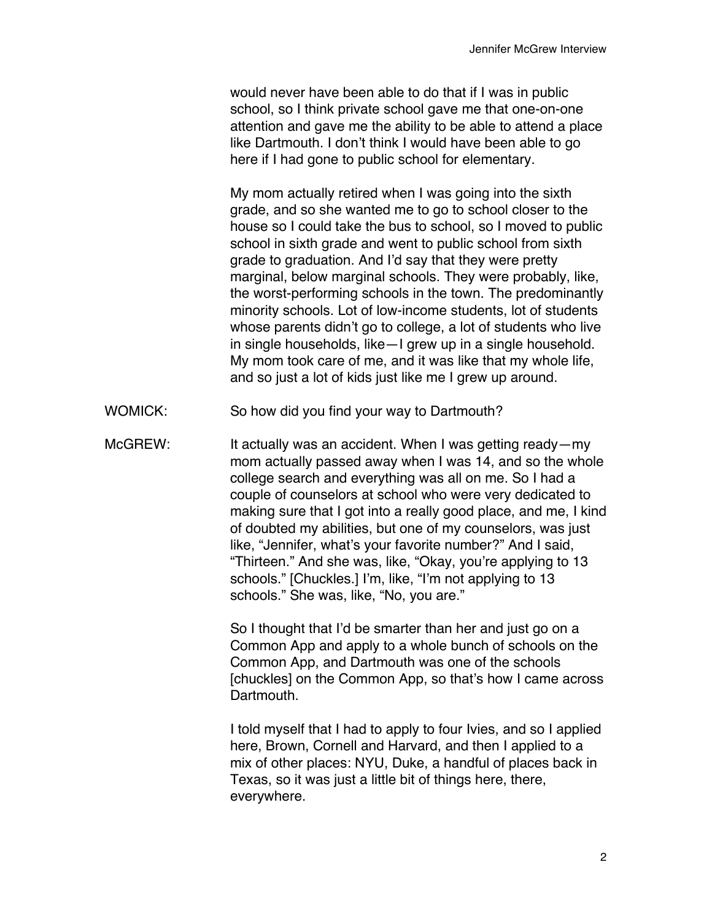would never have been able to do that if I was in public school, so I think private school gave me that one-on-one attention and gave me the ability to be able to attend a place like Dartmouth. I don't think I would have been able to go here if I had gone to public school for elementary.

My mom actually retired when I was going into the sixth grade, and so she wanted me to go to school closer to the house so I could take the bus to school, so I moved to public school in sixth grade and went to public school from sixth grade to graduation. And I'd say that they were pretty marginal, below marginal schools. They were probably, like, the worst-performing schools in the town. The predominantly minority schools. Lot of low-income students, lot of students whose parents didn't go to college, a lot of students who live in single households, like—I grew up in a single household. My mom took care of me, and it was like that my whole life, and so just a lot of kids just like me I grew up around.

WOMICK: So how did you find your way to Dartmouth?

McGREW: It actually was an accident. When I was getting ready—my mom actually passed away when I was 14, and so the whole college search and everything was all on me. So I had a couple of counselors at school who were very dedicated to making sure that I got into a really good place, and me, I kind of doubted my abilities, but one of my counselors, was just like, "Jennifer, what's your favorite number?" And I said, "Thirteen." And she was, like, "Okay, you're applying to 13 schools." [Chuckles.] I'm, like, "I'm not applying to 13 schools." She was, like, "No, you are."

So I thought that I'd be smarter than her and just go on a Common App and apply to a whole bunch of schools on the Common App, and Dartmouth was one of the schools [chuckles] on the Common App, so that's how I came across Dartmouth.

I told myself that I had to apply to four Ivies, and so I applied here, Brown, Cornell and Harvard, and then I applied to a mix of other places: NYU, Duke, a handful of places back in Texas, so it was just a little bit of things here, there, everywhere.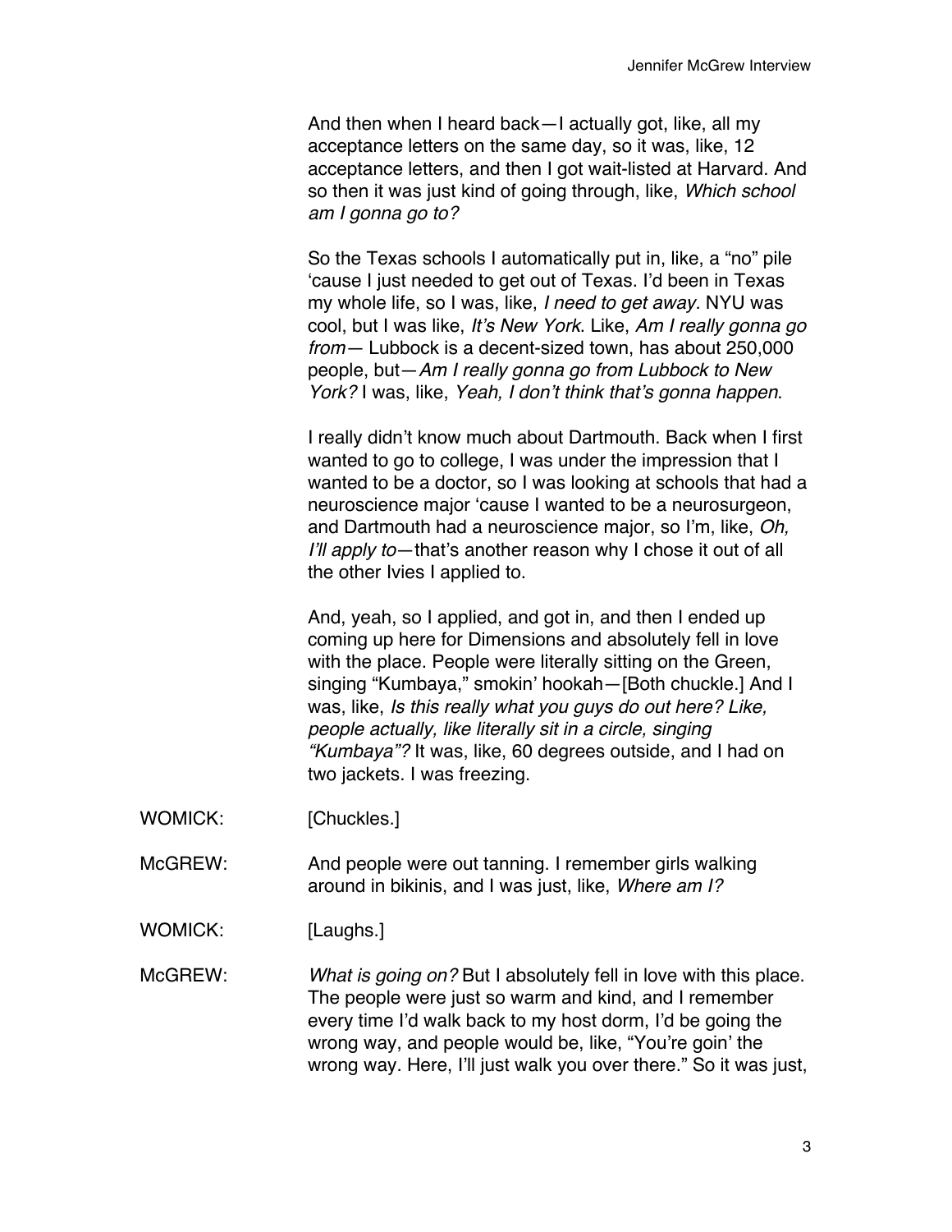And then when I heard back—I actually got, like, all my acceptance letters on the same day, so it was, like, 12 acceptance letters, and then I got wait-listed at Harvard. And so then it was just kind of going through, like, *Which school am I gonna go to?*

So the Texas schools I automatically put in, like, a "no" pile 'cause I just needed to get out of Texas. I'd been in Texas my whole life, so I was, like, *I need to get away*. NYU was cool, but I was like, *It's New York*. Like, *Am I really gonna go from*— Lubbock is a decent-sized town, has about 250,000 people, but—*Am I really gonna go from Lubbock to New York?* I was, like, *Yeah, I don't think that's gonna happen*.

I really didn't know much about Dartmouth. Back when I first wanted to go to college, I was under the impression that I wanted to be a doctor, so I was looking at schools that had a neuroscience major 'cause I wanted to be a neurosurgeon, and Dartmouth had a neuroscience major, so I'm, like, *Oh, I'll apply to*—that's another reason why I chose it out of all the other Ivies I applied to.

And, yeah, so I applied, and got in, and then I ended up coming up here for Dimensions and absolutely fell in love with the place. People were literally sitting on the Green, singing "Kumbaya," smokin' hookah—[Both chuckle.] And I was, like, *Is this really what you guys do out here? Like, people actually, like literally sit in a circle, singing "Kumbaya"?* It was, like, 60 degrees outside, and I had on two jackets. I was freezing.

WOMICK: [Chuckles.]

McGREW: And people were out tanning. I remember girls walking around in bikinis, and I was just, like, *Where am I?*

WOMICK: [Laughs.]

McGREW: *What is going on?* But I absolutely fell in love with this place. The people were just so warm and kind, and I remember every time I'd walk back to my host dorm, I'd be going the wrong way, and people would be, like, "You're goin' the wrong way. Here, I'll just walk you over there." So it was just,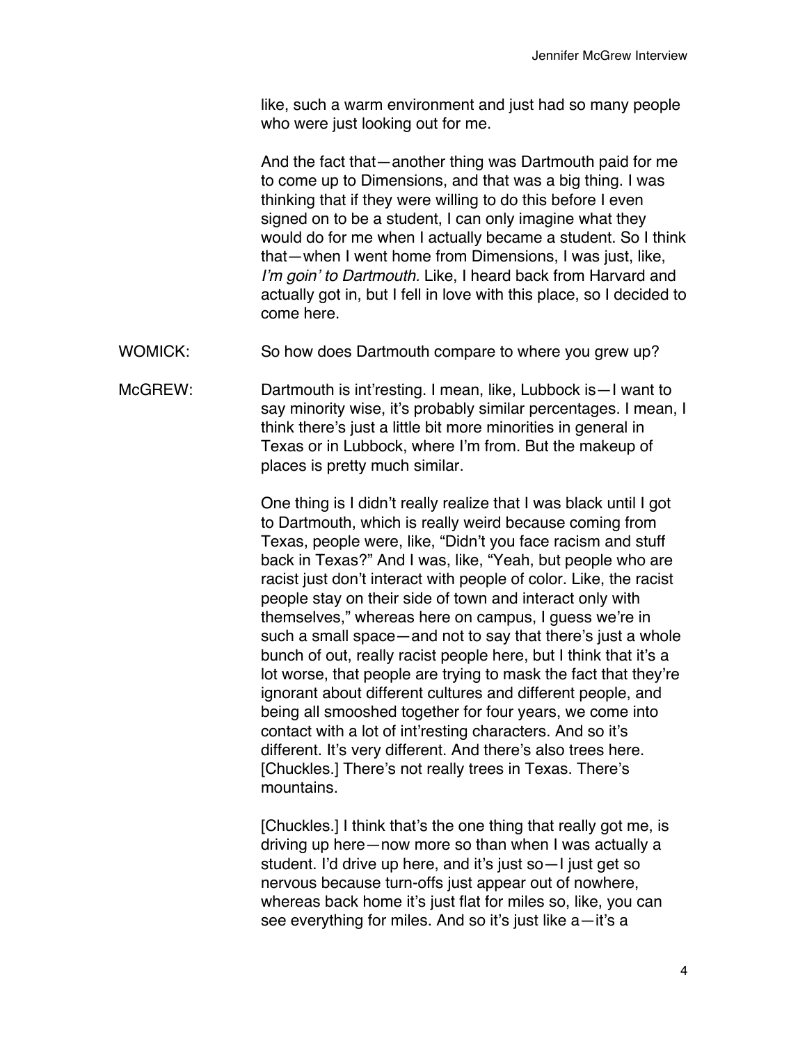like, such a warm environment and just had so many people who were just looking out for me.

And the fact that—another thing was Dartmouth paid for me to come up to Dimensions, and that was a big thing. I was thinking that if they were willing to do this before I even signed on to be a student, I can only imagine what they would do for me when I actually became a student. So I think that—when I went home from Dimensions, I was just, like, *I'm goin' to Dartmouth.* Like, I heard back from Harvard and actually got in, but I fell in love with this place, so I decided to come here.

WOMICK: So how does Dartmouth compare to where you grew up?

McGREW: Dartmouth is int'resting. I mean, like, Lubbock is—I want to say minority wise, it's probably similar percentages. I mean, I think there's just a little bit more minorities in general in Texas or in Lubbock, where I'm from. But the makeup of places is pretty much similar.

One thing is I didn't really realize that I was black until I got to Dartmouth, which is really weird because coming from Texas, people were, like, "Didn't you face racism and stuff back in Texas?" And I was, like, "Yeah, but people who are racist just don't interact with people of color. Like, the racist people stay on their side of town and interact only with themselves," whereas here on campus, I guess we're in such a small space—and not to say that there's just a whole bunch of out, really racist people here, but I think that it's a lot worse, that people are trying to mask the fact that they're ignorant about different cultures and different people, and being all smooshed together for four years, we come into contact with a lot of int'resting characters. And so it's different. It's very different. And there's also trees here. [Chuckles.] There's not really trees in Texas. There's mountains.

[Chuckles.] I think that's the one thing that really got me, is driving up here—now more so than when I was actually a student. I'd drive up here, and it's just so—I just get so nervous because turn-offs just appear out of nowhere, whereas back home it's just flat for miles so, like, you can see everything for miles. And so it's just like a—it's a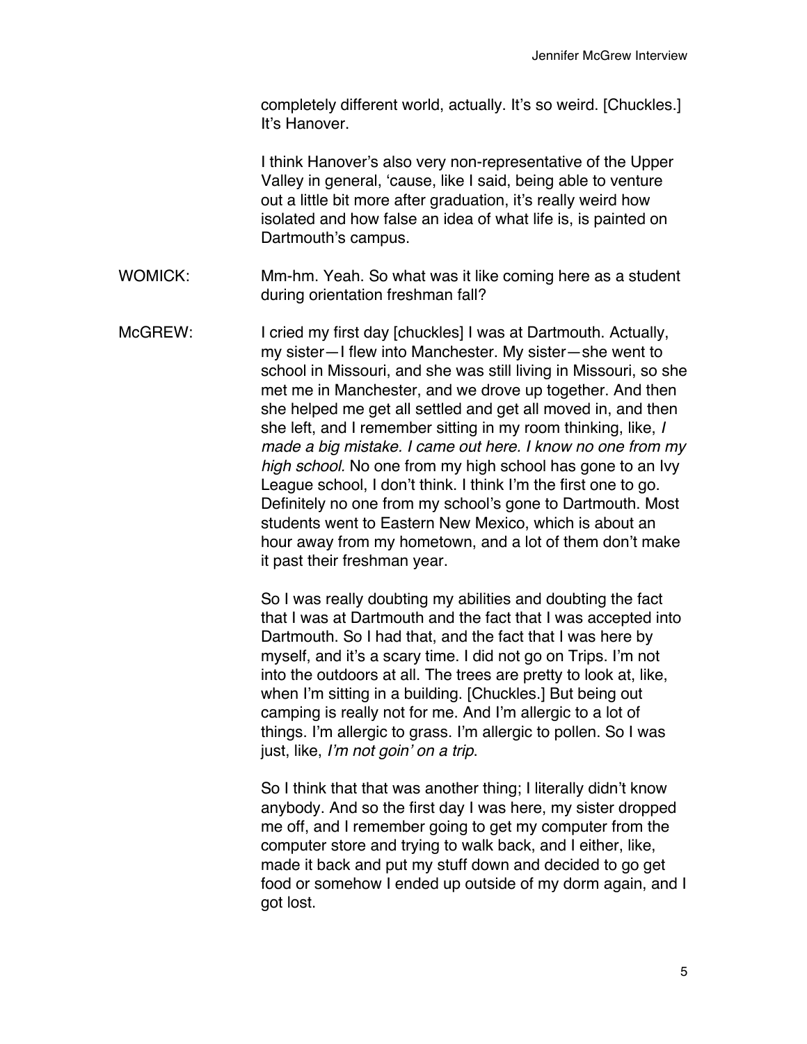completely different world, actually. It's so weird. [Chuckles.] It's Hanover.

I think Hanover's also very non-representative of the Upper Valley in general, 'cause, like I said, being able to venture out a little bit more after graduation, it's really weird how isolated and how false an idea of what life is, is painted on Dartmouth's campus.

WOMICK: Mm-hm. Yeah. So what was it like coming here as a student during orientation freshman fall?

McGREW: I cried my first day [chuckles] I was at Dartmouth. Actually, my sister—I flew into Manchester. My sister—she went to school in Missouri, and she was still living in Missouri, so she met me in Manchester, and we drove up together. And then she helped me get all settled and get all moved in, and then she left, and I remember sitting in my room thinking, like, *I made a big mistake. I came out here. I know no one from my high school.* No one from my high school has gone to an Ivy League school, I don't think. I think I'm the first one to go. Definitely no one from my school's gone to Dartmouth. Most students went to Eastern New Mexico, which is about an hour away from my hometown, and a lot of them don't make it past their freshman year.

So I was really doubting my abilities and doubting the fact that I was at Dartmouth and the fact that I was accepted into Dartmouth. So I had that, and the fact that I was here by myself, and it's a scary time. I did not go on Trips. I'm not into the outdoors at all. The trees are pretty to look at, like, when I'm sitting in a building. [Chuckles.] But being out camping is really not for me. And I'm allergic to a lot of things. I'm allergic to grass. I'm allergic to pollen. So I was just, like, *I'm not goin' on a trip*.

So I think that that was another thing; I literally didn't know anybody. And so the first day I was here, my sister dropped me off, and I remember going to get my computer from the computer store and trying to walk back, and I either, like, made it back and put my stuff down and decided to go get food or somehow I ended up outside of my dorm again, and I got lost.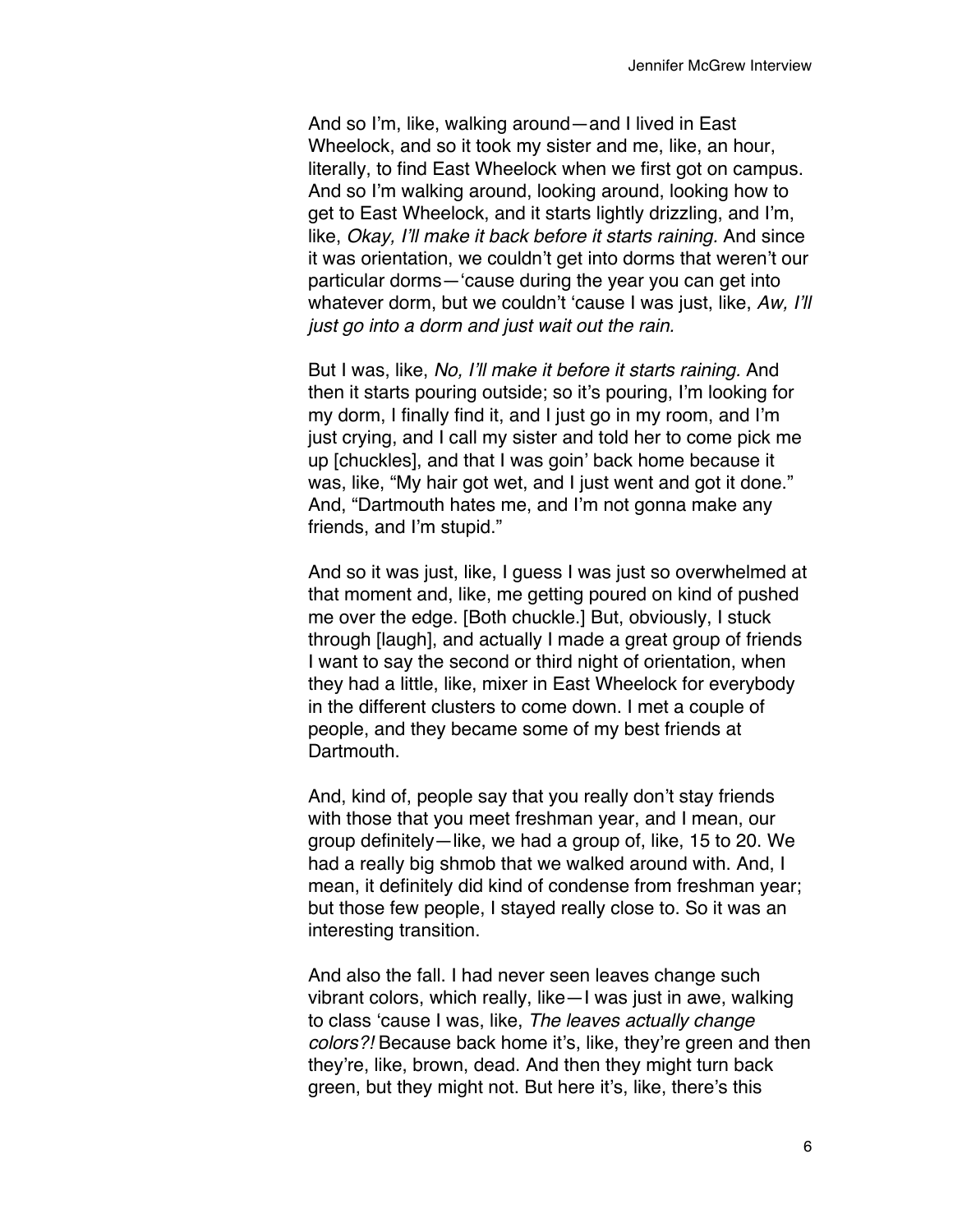And so I'm, like, walking around—and I lived in East Wheelock, and so it took my sister and me, like, an hour, literally, to find East Wheelock when we first got on campus. And so I'm walking around, looking around, looking how to get to East Wheelock, and it starts lightly drizzling, and I'm, like, *Okay, I'll make it back before it starts raining.* And since it was orientation, we couldn't get into dorms that weren't our particular dorms—'cause during the year you can get into whatever dorm, but we couldn't 'cause I was just, like, *Aw, I'll just go into a dorm and just wait out the rain.*

But I was, like, *No, I'll make it before it starts raining.* And then it starts pouring outside; so it's pouring, I'm looking for my dorm, I finally find it, and I just go in my room, and I'm just crying, and I call my sister and told her to come pick me up [chuckles], and that I was goin' back home because it was, like, "My hair got wet, and I just went and got it done." And, "Dartmouth hates me, and I'm not gonna make any friends, and I'm stupid."

And so it was just, like, I guess I was just so overwhelmed at that moment and, like, me getting poured on kind of pushed me over the edge. [Both chuckle.] But, obviously, I stuck through [laugh], and actually I made a great group of friends I want to say the second or third night of orientation, when they had a little, like, mixer in East Wheelock for everybody in the different clusters to come down. I met a couple of people, and they became some of my best friends at Dartmouth.

And, kind of, people say that you really don't stay friends with those that you meet freshman year, and I mean, our group definitely—like, we had a group of, like, 15 to 20. We had a really big shmob that we walked around with. And, I mean, it definitely did kind of condense from freshman year; but those few people, I stayed really close to. So it was an interesting transition.

And also the fall. I had never seen leaves change such vibrant colors, which really, like—I was just in awe, walking to class 'cause I was, like, *The leaves actually change colors?!* Because back home it's, like, they're green and then they're, like, brown, dead. And then they might turn back green, but they might not. But here it's, like, there's this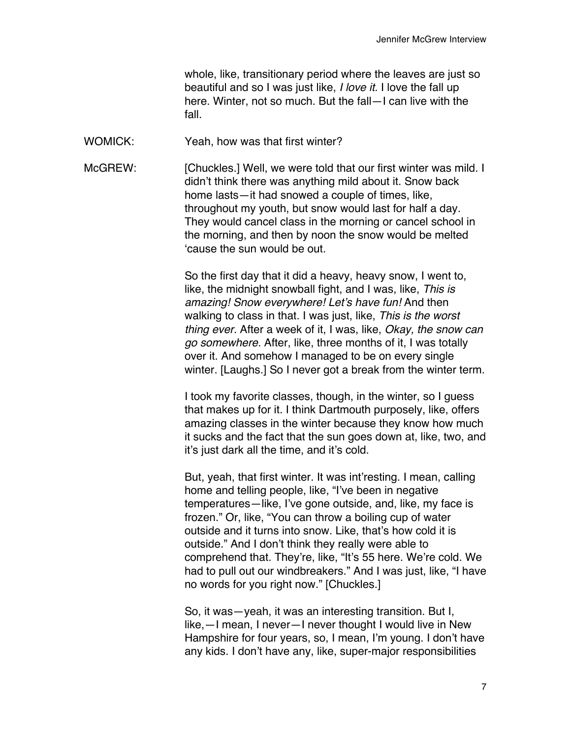whole, like, transitionary period where the leaves are just so beautiful and so I was just like, *I love it.* I love the fall up here. Winter, not so much. But the fall—I can live with the fall.

WOMICK: Yeah, how was that first winter?

McGREW: [Chuckles.] Well, we were told that our first winter was mild. I didn't think there was anything mild about it. Snow back home lasts—it had snowed a couple of times, like, throughout my youth, but snow would last for half a day. They would cancel class in the morning or cancel school in the morning, and then by noon the snow would be melted 'cause the sun would be out.

So the first day that it did a heavy, heavy snow, I went to, like, the midnight snowball fight, and I was, like, *This is amazing! Snow everywhere! Let's have fun!* And then walking to class in that. I was just, like, *This is the worst thing ever.* After a week of it, I was, like, *Okay, the snow can go somewhere.* After, like, three months of it, I was totally over it. And somehow I managed to be on every single winter. [Laughs.] So I never got a break from the winter term.

I took my favorite classes, though, in the winter, so I guess that makes up for it. I think Dartmouth purposely, like, offers amazing classes in the winter because they know how much it sucks and the fact that the sun goes down at, like, two, and it's just dark all the time, and it's cold.

But, yeah, that first winter. It was int'resting. I mean, calling home and telling people, like, "I've been in negative temperatures—like, I've gone outside, and, like, my face is frozen." Or, like, "You can throw a boiling cup of water outside and it turns into snow. Like, that's how cold it is outside." And I don't think they really were able to comprehend that. They're, like, "It's 55 here. We're cold. We had to pull out our windbreakers." And I was just, like, "I have no words for you right now." [Chuckles.]

So, it was—yeah, it was an interesting transition. But I, like,—I mean, I never—I never thought I would live in New Hampshire for four years, so, I mean, I'm young. I don't have any kids. I don't have any, like, super-major responsibilities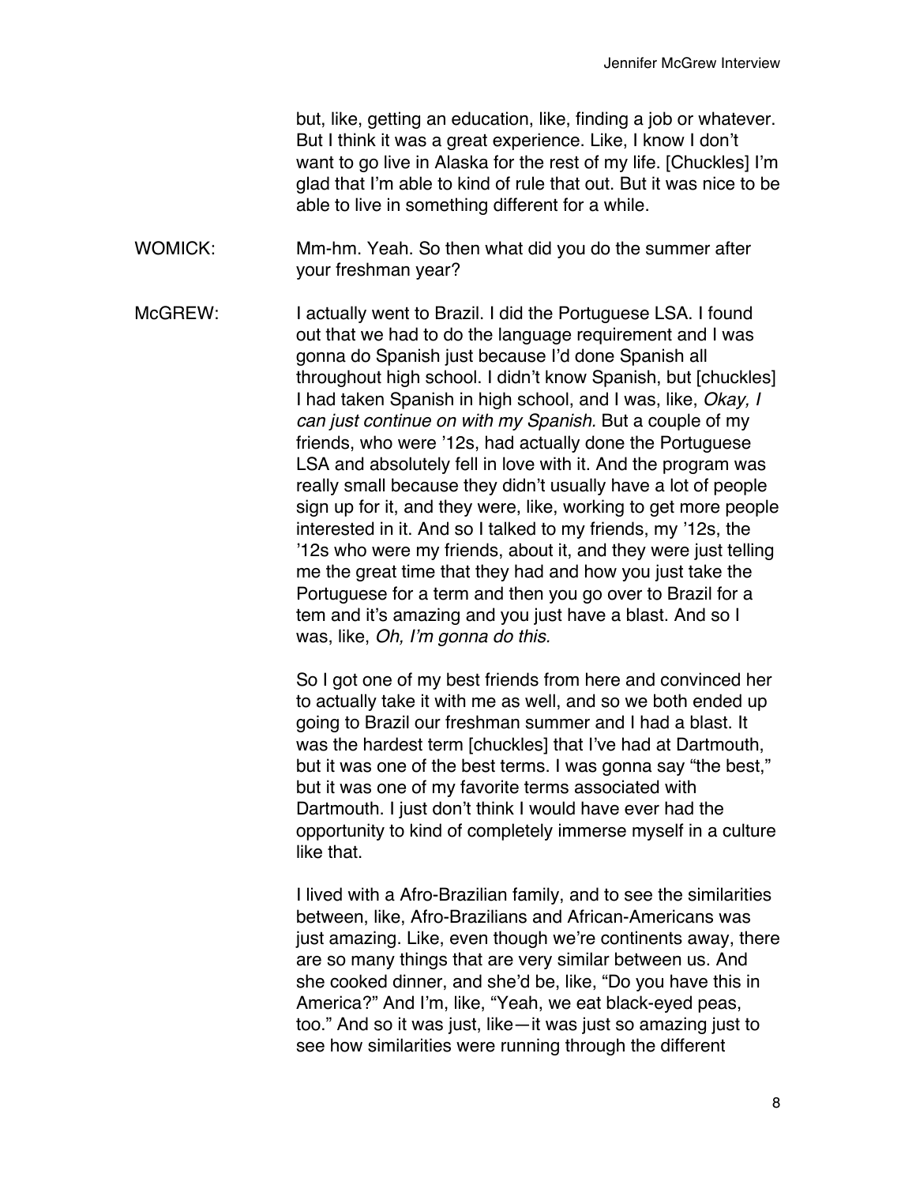but, like, getting an education, like, finding a job or whatever. But I think it was a great experience. Like, I know I don't want to go live in Alaska for the rest of my life. [Chuckles] I'm glad that I'm able to kind of rule that out. But it was nice to be able to live in something different for a while.

WOMICK: Mm-hm. Yeah. So then what did you do the summer after your freshman year?

McGREW: I actually went to Brazil. I did the Portuguese LSA. I found out that we had to do the language requirement and I was gonna do Spanish just because I'd done Spanish all throughout high school. I didn't know Spanish, but [chuckles] I had taken Spanish in high school, and I was, like, *Okay, I can just continue on with my Spanish.* But a couple of my friends, who were '12s, had actually done the Portuguese LSA and absolutely fell in love with it. And the program was really small because they didn't usually have a lot of people sign up for it, and they were, like, working to get more people interested in it. And so I talked to my friends, my '12s, the '12s who were my friends, about it, and they were just telling me the great time that they had and how you just take the Portuguese for a term and then you go over to Brazil for a tem and it's amazing and you just have a blast. And so I was, like, *Oh, I'm gonna do this.*

So I got one of my best friends from here and convinced her to actually take it with me as well, and so we both ended up going to Brazil our freshman summer and I had a blast. It was the hardest term [chuckles] that I've had at Dartmouth, but it was one of the best terms. I was gonna say "the best," but it was one of my favorite terms associated with Dartmouth. I just don't think I would have ever had the opportunity to kind of completely immerse myself in a culture like that.

I lived with a Afro-Brazilian family, and to see the similarities between, like, Afro-Brazilians and African-Americans was just amazing. Like, even though we're continents away, there are so many things that are very similar between us. And she cooked dinner, and she'd be, like, "Do you have this in America?" And I'm, like, "Yeah, we eat black-eyed peas, too." And so it was just, like—it was just so amazing just to see how similarities were running through the different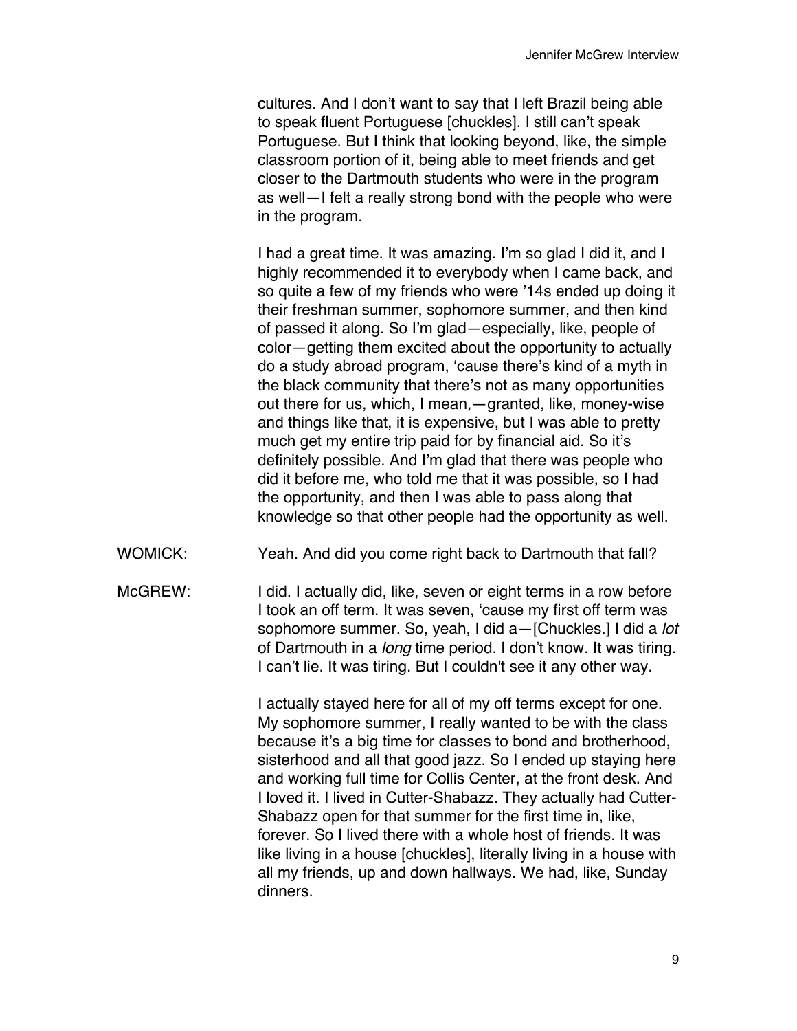cultures. And I don't want to say that I left Brazil being able to speak fluent Portuguese [chuckles]. I still can't speak Portuguese. But I think that looking beyond, like, the simple classroom portion of it, being able to meet friends and get closer to the Dartmouth students who were in the program as well—I felt a really strong bond with the people who were in the program.

I had a great time. It was amazing. I'm so glad I did it, and I highly recommended it to everybody when I came back, and so quite a few of my friends who were '14s ended up doing it their freshman summer, sophomore summer, and then kind of passed it along. So I'm glad—especially, like, people of color—getting them excited about the opportunity to actually do a study abroad program, 'cause there's kind of a myth in the black community that there's not as many opportunities out there for us, which, I mean,—granted, like, money-wise and things like that, it is expensive, but I was able to pretty much get my entire trip paid for by financial aid. So it's definitely possible. And I'm glad that there was people who did it before me, who told me that it was possible, so I had the opportunity, and then I was able to pass along that knowledge so that other people had the opportunity as well.

WOMICK: Yeah. And did you come right back to Dartmouth that fall?

McGREW: I did. I actually did, like, seven or eight terms in a row before I took an off term. It was seven, 'cause my first off term was sophomore summer. So, yeah, I did a—[Chuckles.] I did a *lot* of Dartmouth in a *long* time period. I don't know. It was tiring. I can't lie. It was tiring. But I couldn't see it any other way.

I actually stayed here for all of my off terms except for one. My sophomore summer, I really wanted to be with the class because it's a big time for classes to bond and brotherhood, sisterhood and all that good jazz. So I ended up staying here and working full time for Collis Center, at the front desk. And I loved it. I lived in Cutter-Shabazz. They actually had Cutter-Shabazz open for that summer for the first time in, like, forever. So I lived there with a whole host of friends. It was like living in a house [chuckles], literally living in a house with all my friends, up and down hallways. We had, like, Sunday dinners.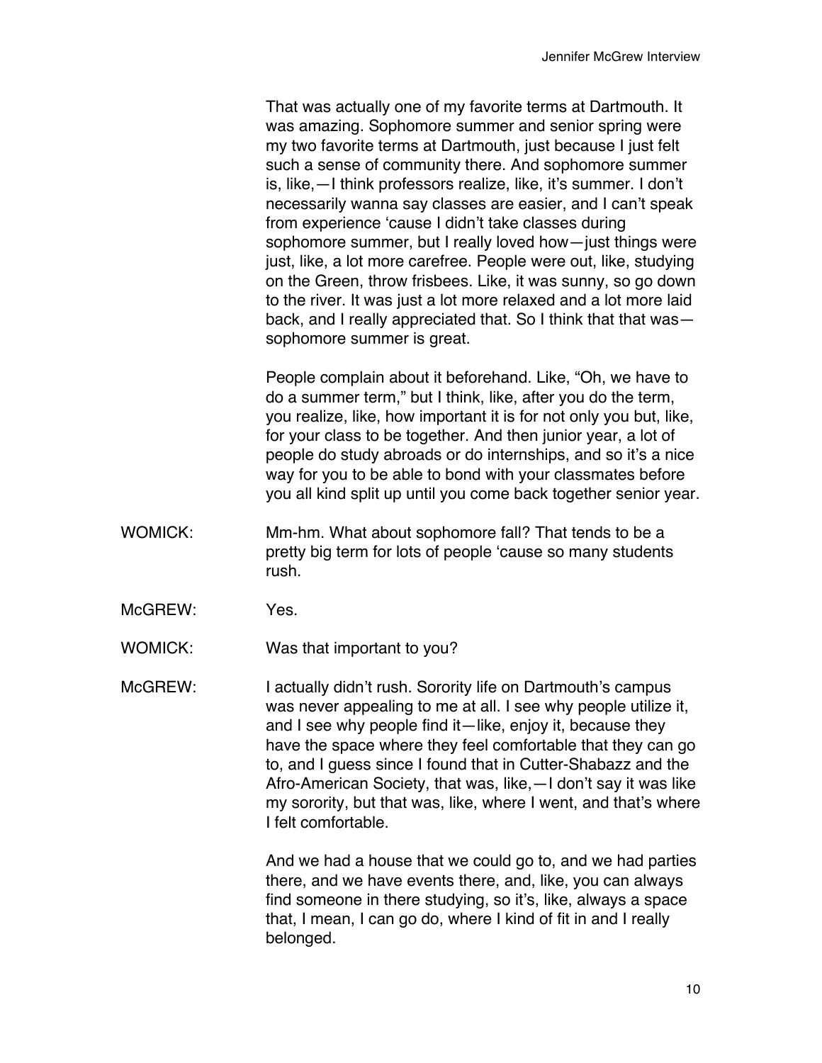That was actually one of my favorite terms at Dartmouth. It was amazing. Sophomore summer and senior spring were my two favorite terms at Dartmouth, just because I just felt such a sense of community there. And sophomore summer is, like,—I think professors realize, like, it's summer. I don't necessarily wanna say classes are easier, and I can't speak from experience 'cause I didn't take classes during sophomore summer, but I really loved how—just things were just, like, a lot more carefree. People were out, like, studying on the Green, throw frisbees. Like, it was sunny, so go down to the river. It was just a lot more relaxed and a lot more laid back, and I really appreciated that. So I think that that was—sophomore summer is great.

People complain about it beforehand. Like, "Oh, we have to do a summer term," but I think, like, after you do the term, you realize, like, how important it is for not only you but, like, for your class to be together. And then junior year, a lot of people do study abroads or do internships, and so it's a nice way for you to be able to bond with your classmates before you all kind split up until you come back together senior year.

WOMICK: Mm-hm. What about sophomore fall? That tends to be a pretty big term for lots of people 'cause so many students rush.

McGREW: Yes.

WOMICK: Was that important to you?

McGREW: I actually didn't rush. Sorority life on Dartmouth's campus was never appealing to me at all. I see why people utilize it, and I see why people find it—like, enjoy it, because they have the space where they feel comfortable that they can go to, and I guess since I found that in Cutter-Shabazz and the Afro-American Society, that was, like,—I don't say it was like my sorority, but that was, like, where I went, and that's where I felt comfortable.

And we had a house that we could go to, and we had parties there, and we have events there, and, like, you can always find someone in there studying, so it's, like, always a space that, I mean, I can go do, where I kind of fit in and I really belonged.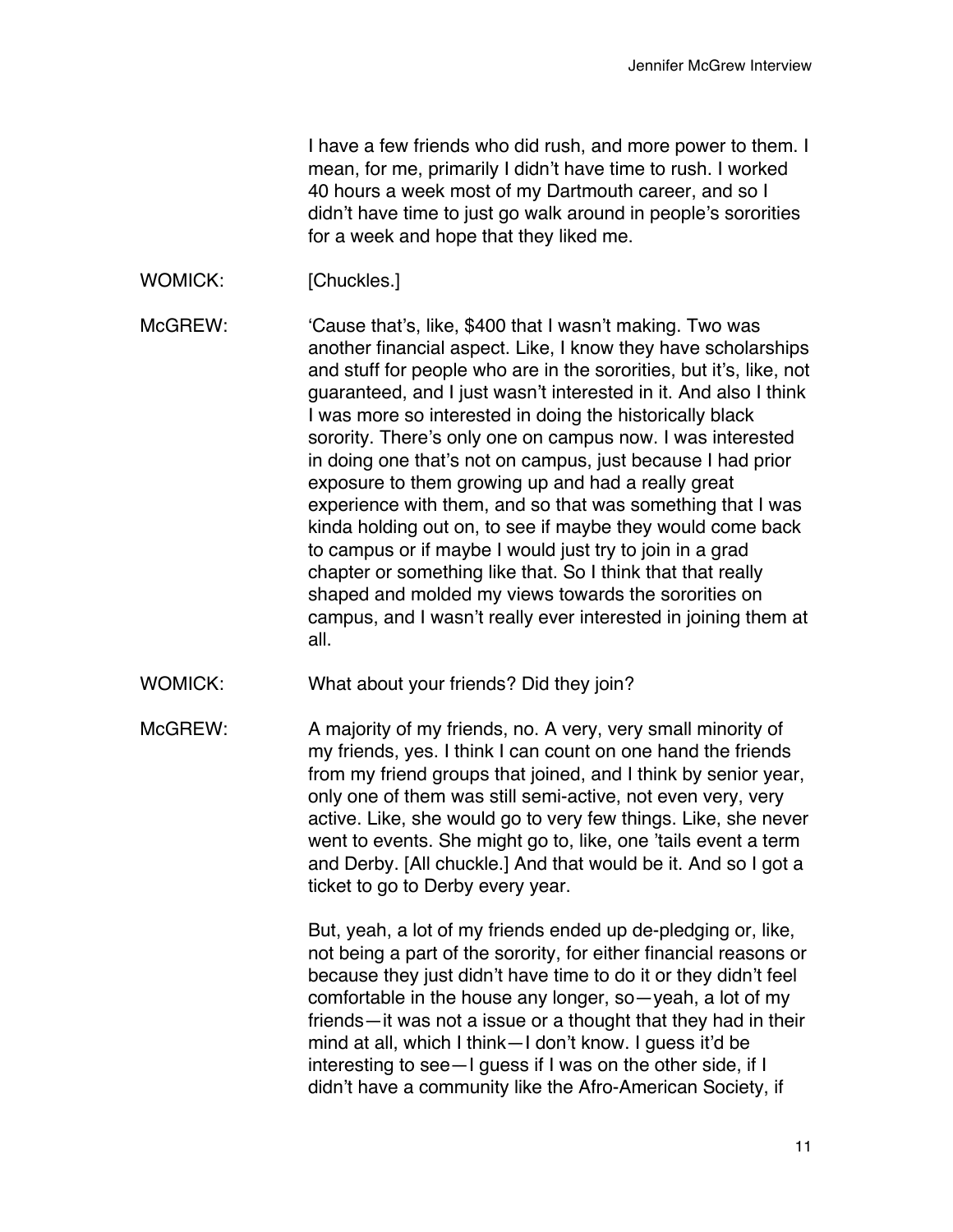I have a few friends who did rush, and more power to them. I mean, for me, primarily I didn't have time to rush. I worked 40 hours a week most of my Dartmouth career, and so I didn't have time to just go walk around in people's sororities for a week and hope that they liked me.

WOMICK: [Chuckles.]

McGREW: 'Cause that's, like, $400 that I wasn't making. Two was another financial aspect. Like, I know they have scholarships and stuff for people who are in the sororities, but it's, like, not guaranteed, and I just wasn't interested in it. And also I think I was more so interested in doing the historically black sorority. There's only one on campus now. I was interested in doing one that's not on campus, just because I had prior exposure to them growing up and had a really great experience with them, and so that was something that I was kinda holding out on, to see if maybe they would come back to campus or if maybe I would just try to join in a grad chapter or something like that. So I think that that really shaped and molded my views towards the sororities on campus, and I wasn't really ever interested in joining them at all.

WOMICK: What about your friends? Did they join?

McGREW: A majority of my friends, no. A very, very small minority of my friends, yes. I think I can count on one hand the friends from my friend groups that joined, and I think by senior year, only one of them was still semi-active, not even very, very active. Like, she would go to very few things. Like, she never went to events. She might go to, like, one 'tails event a term and Derby. [All chuckle.] And that would be it. And so I got a ticket to go to Derby every year.

But, yeah, a lot of my friends ended up de-pledging or, like, not being a part of the sorority, for either financial reasons or because they just didn't have time to do it or they didn't feel comfortable in the house any longer, so—yeah, a lot of my friends—it was not a issue or a thought that they had in their mind at all, which I think—I don't know. I guess it'd be interesting to see—I guess if I was on the other side, if I didn't have a community like the Afro-American Society, if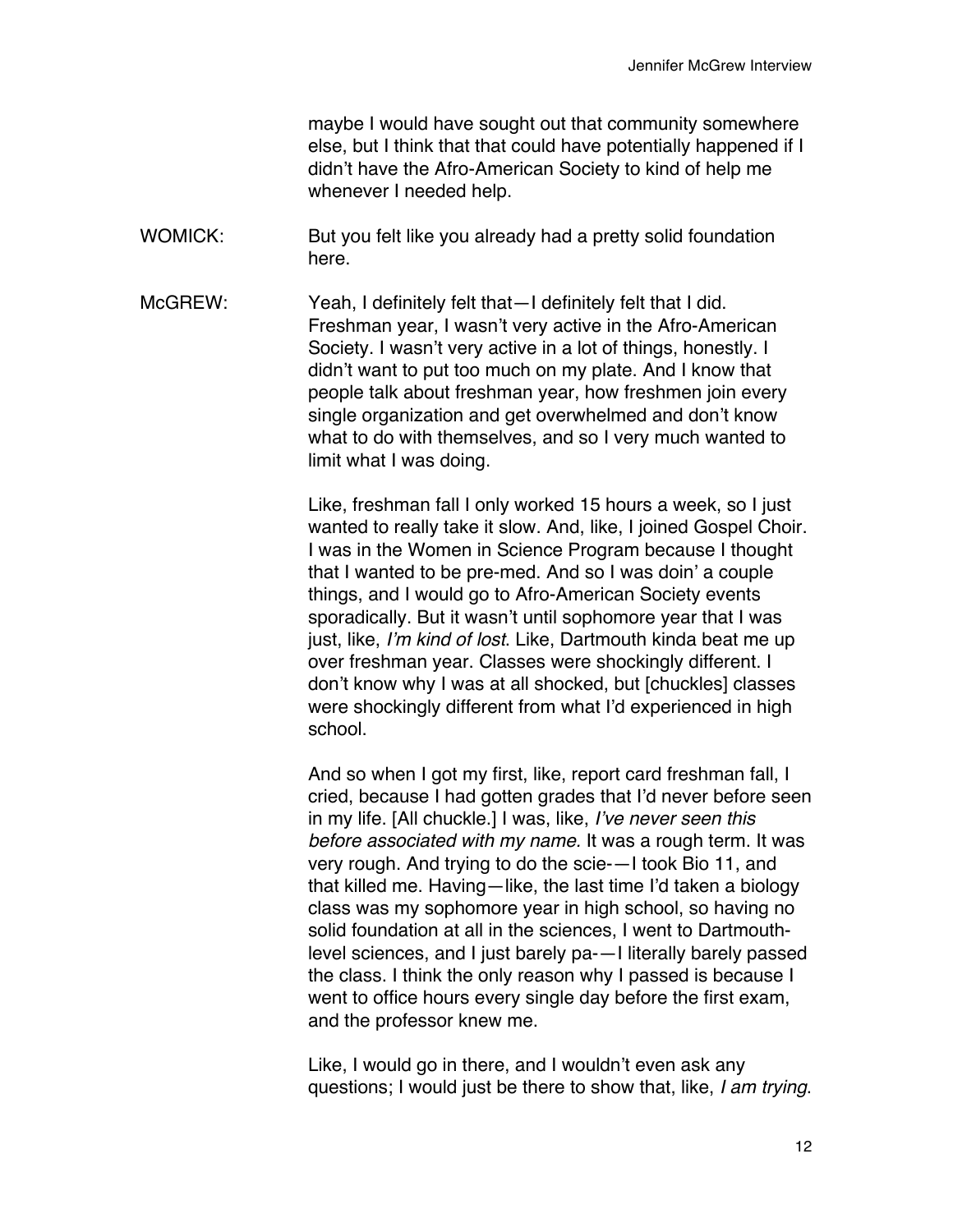maybe I would have sought out that community somewhere else, but I think that that could have potentially happened if I didn't have the Afro-American Society to kind of help me whenever I needed help.

WOMICK: But you felt like you already had a pretty solid foundation here.

McGREW: Yeah, I definitely felt that—I definitely felt that I did. Freshman year, I wasn't very active in the Afro-American Society. I wasn't very active in a lot of things, honestly. I didn't want to put too much on my plate. And I know that people talk about freshman year, how freshmen join every single organization and get overwhelmed and don't know what to do with themselves, and so I very much wanted to limit what I was doing.

Like, freshman fall I only worked 15 hours a week, so I just wanted to really take it slow. And, like, I joined Gospel Choir. I was in the Women in Science Program because I thought that I wanted to be pre-med. And so I was doin' a couple things, and I would go to Afro-American Society events sporadically. But it wasn't until sophomore year that I was just, like, *I'm kind of lost*. Like, Dartmouth kinda beat me up over freshman year. Classes were shockingly different. I don't know why I was at all shocked, but [chuckles] classes were shockingly different from what I'd experienced in high school.

And so when I got my first, like, report card freshman fall, I cried, because I had gotten grades that I'd never before seen in my life. [All chuckle.] I was, like, *I've never seen this before associated with my name.* It was a rough term. It was very rough. And trying to do the scie-—I took Bio 11, and that killed me. Having—like, the last time I'd taken a biology class was my sophomore year in high school, so having no solid foundation at all in the sciences, I went to Dartmouth-level sciences, and I just barely pa-—I literally barely passed the class. I think the only reason why I passed is because I went to office hours every single day before the first exam, and the professor knew me.

Like, I would go in there, and I wouldn't even ask any questions; I would just be there to show that, like, *I am trying*.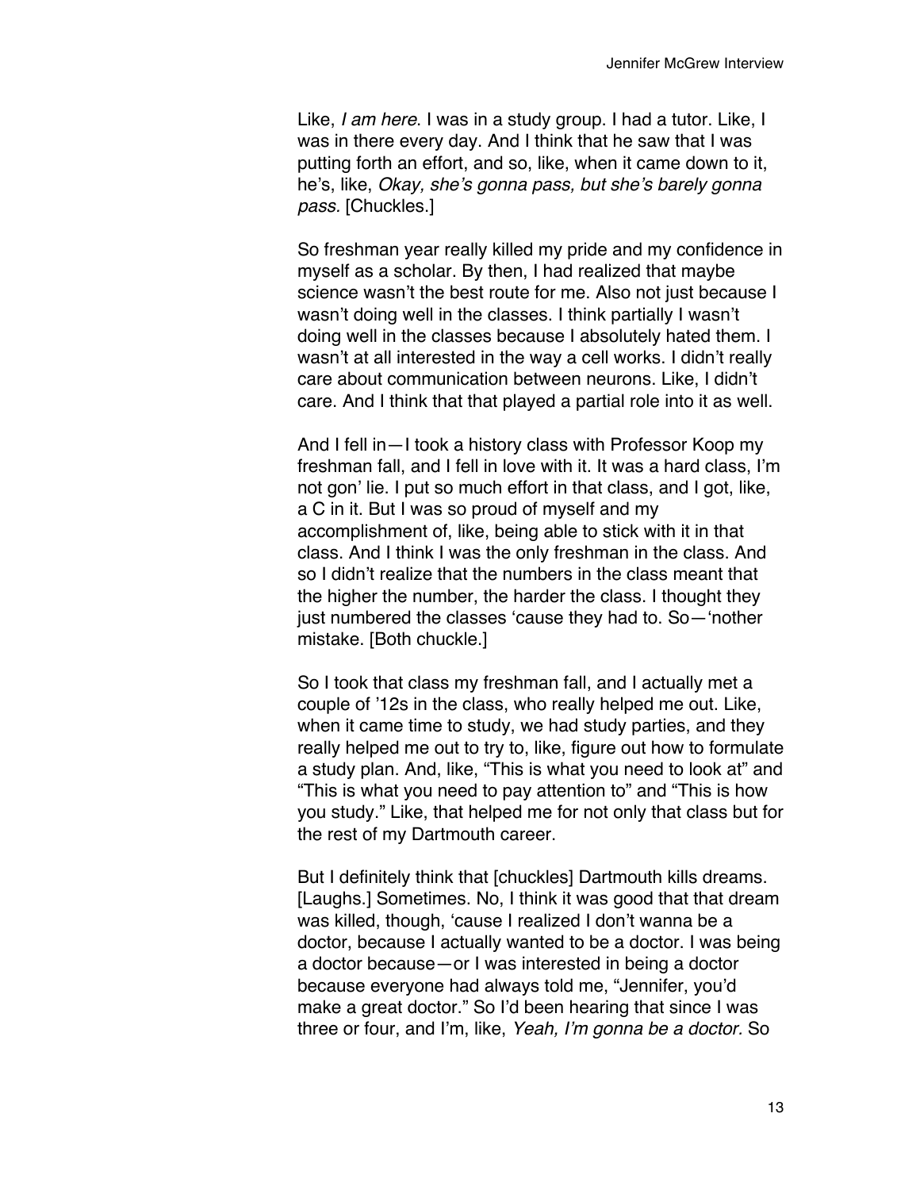Like, *I am here*. I was in a study group. I had a tutor. Like, I was in there every day. And I think that he saw that I was putting forth an effort, and so, like, when it came down to it, he's, like, *Okay, she's gonna pass, but she's barely gonna pass*. [Chuckles.]

So freshman year really killed my pride and my confidence in myself as a scholar. By then, I had realized that maybe science wasn't the best route for me. Also not just because I wasn't doing well in the classes. I think partially I wasn't doing well in the classes because I absolutely hated them. I wasn't at all interested in the way a cell works. I didn't really care about communication between neurons. Like, I didn't care. And I think that that played a partial role into it as well.

And I fell in—I took a history class with Professor Koop my freshman fall, and I fell in love with it. It was a hard class, I'm not gon' lie. I put so much effort in that class, and I got, like, a C in it. But I was so proud of myself and my accomplishment of, like, being able to stick with it in that class. And I think I was the only freshman in the class. And so I didn't realize that the numbers in the class meant that the higher the number, the harder the class. I thought they just numbered the classes 'cause they had to. So—'nother mistake. [Both chuckle.]

So I took that class my freshman fall, and I actually met a couple of '12s in the class, who really helped me out. Like, when it came time to study, we had study parties, and they really helped me out to try to, like, figure out how to formulate a study plan. And, like, "This is what you need to look at" and "This is what you need to pay attention to" and "This is how you study." Like, that helped me for not only that class but for the rest of my Dartmouth career.

But I definitely think that [chuckles] Dartmouth kills dreams. [Laughs.] Sometimes. No, I think it was good that that dream was killed, though, 'cause I realized I don't wanna be a doctor, because I actually wanted to be a doctor. I was being a doctor because—or I was interested in being a doctor because everyone had always told me, "Jennifer, you'd make a great doctor." So I'd been hearing that since I was three or four, and I'm, like, *Yeah, I'm gonna be a doctor.* So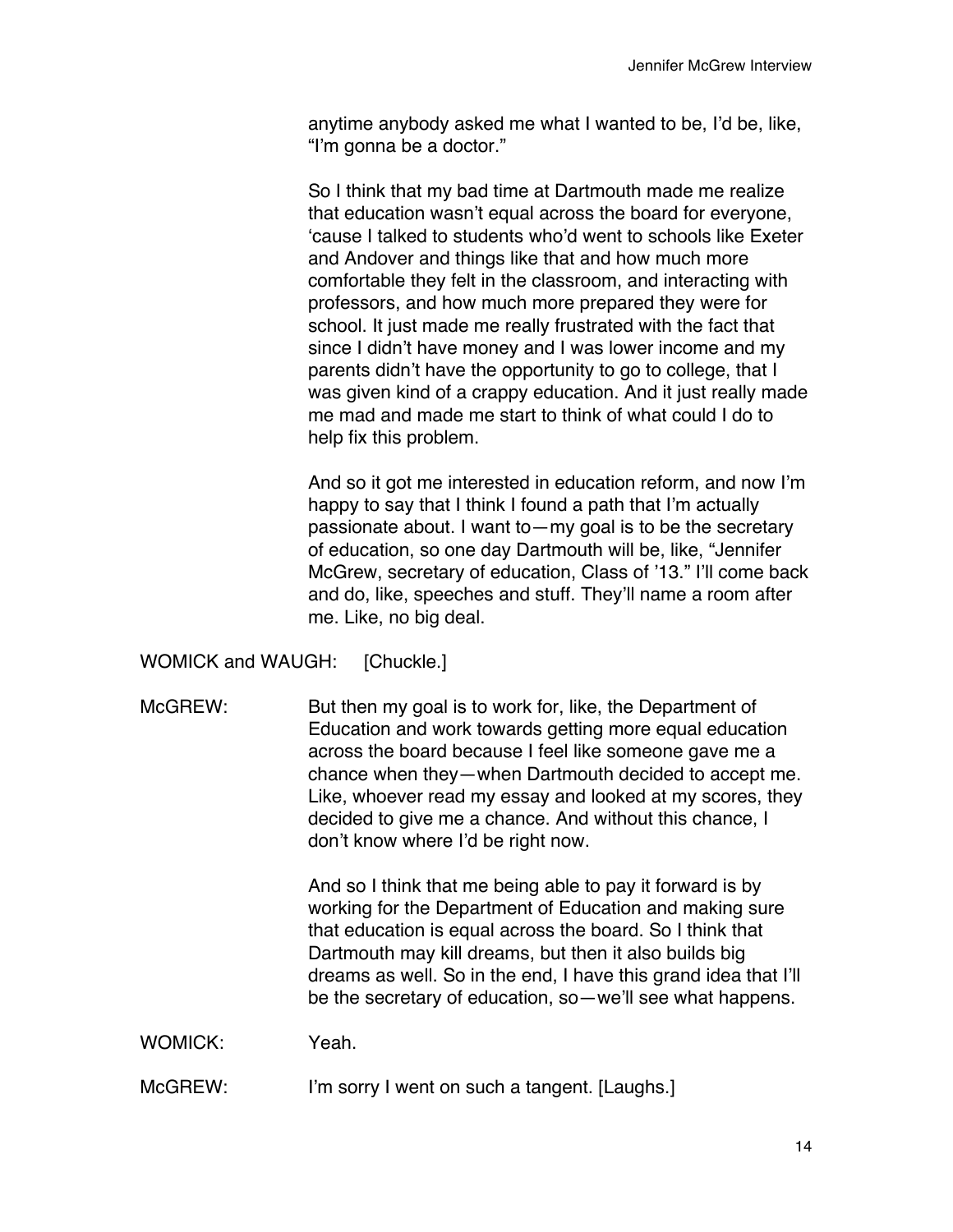anytime anybody asked me what I wanted to be, I'd be, like, "I'm gonna be a doctor."

So I think that my bad time at Dartmouth made me realize that education wasn't equal across the board for everyone, 'cause I talked to students who'd went to schools like Exeter and Andover and things like that and how much more comfortable they felt in the classroom, and interacting with professors, and how much more prepared they were for school. It just made me really frustrated with the fact that since I didn't have money and I was lower income and my parents didn't have the opportunity to go to college, that I was given kind of a crappy education. And it just really made me mad and made me start to think of what could I do to help fix this problem.

And so it got me interested in education reform, and now I'm happy to say that I think I found a path that I'm actually passionate about. I want to—my goal is to be the secretary of education, so one day Dartmouth will be, like, "Jennifer McGrew, secretary of education, Class of '13." I'll come back and do, like, speeches and stuff. They'll name a room after me. Like, no big deal.

WOMICK and WAUGH: [Chuckle.]

McGREW: But then my goal is to work for, like, the Department of Education and work towards getting more equal education across the board because I feel like someone gave me a chance when they—when Dartmouth decided to accept me. Like, whoever read my essay and looked at my scores, they decided to give me a chance. And without this chance, I don't know where I'd be right now.

And so I think that me being able to pay it forward is by working for the Department of Education and making sure that education is equal across the board. So I think that Dartmouth may kill dreams, but then it also builds big dreams as well. So in the end, I have this grand idea that I'll be the secretary of education, so—we'll see what happens.

WOMICK: Yeah.

McGREW: I'm sorry I went on such a tangent. [Laughs.]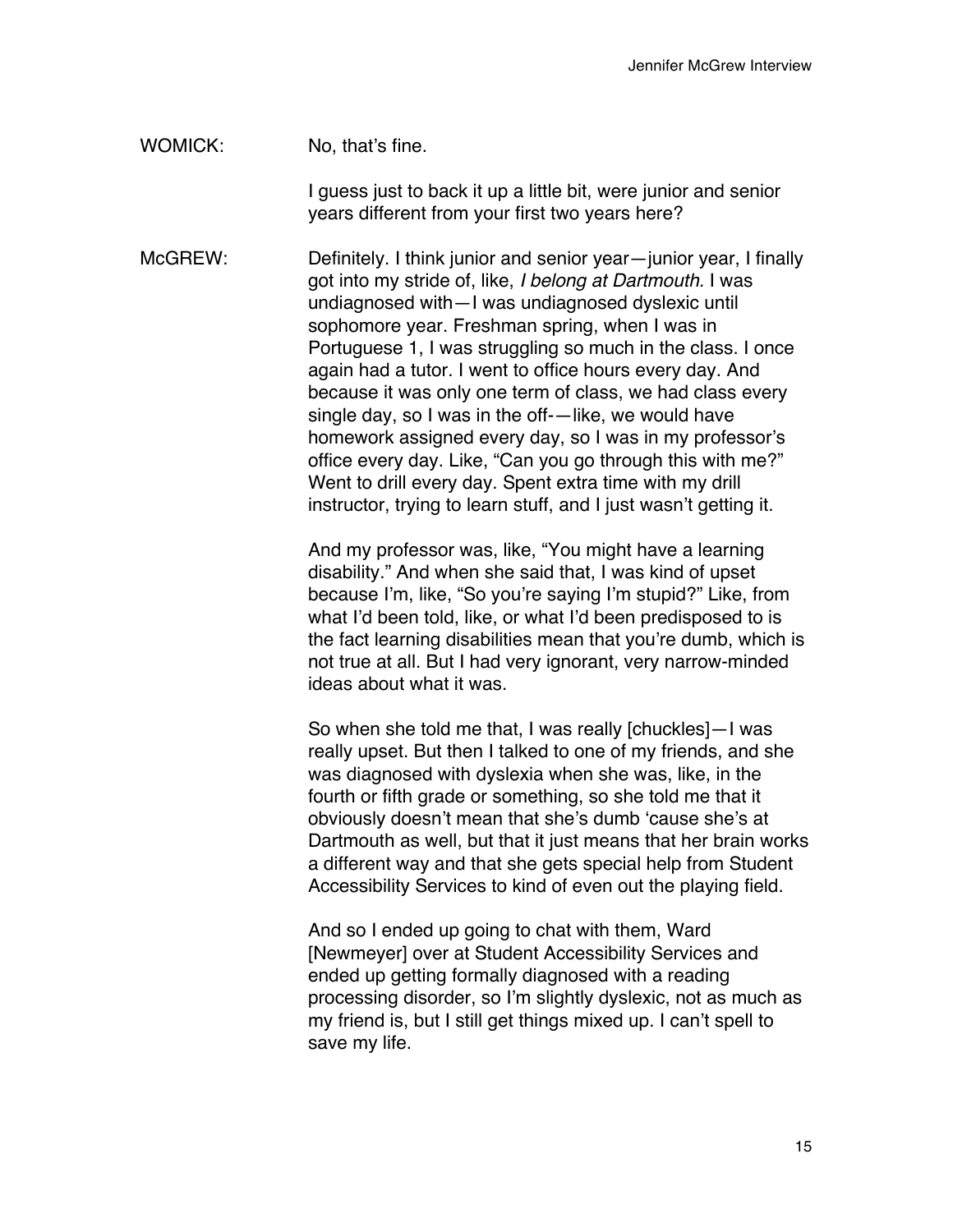WOMICK: No, that's fine.

I guess just to back it up a little bit, were junior and senior years different from your first two years here?

McGREW: Definitely. I think junior and senior year—junior year, I finally got into my stride of, like, *I belong at Dartmouth.* I was undiagnosed with—I was undiagnosed dyslexic until sophomore year. Freshman spring, when I was in Portuguese 1, I was struggling so much in the class. I once again had a tutor. I went to office hours every day. And because it was only one term of class, we had class every single day, so I was in the off-—like, we would have homework assigned every day, so I was in my professor's office every day. Like, "Can you go through this with me?" Went to drill every day. Spent extra time with my drill instructor, trying to learn stuff, and I just wasn't getting it.

And my professor was, like, "You might have a learning disability." And when she said that, I was kind of upset because I'm, like, "So you're saying I'm stupid?" Like, from what I'd been told, like, or what I'd been predisposed to is the fact learning disabilities mean that you're dumb, which is not true at all. But I had very ignorant, very narrow-minded ideas about what it was.

So when she told me that, I was really [chuckles]—I was really upset. But then I talked to one of my friends, and she was diagnosed with dyslexia when she was, like, in the fourth or fifth grade or something, so she told me that it obviously doesn't mean that she's dumb 'cause she's at Dartmouth as well, but that it just means that her brain works a different way and that she gets special help from Student Accessibility Services to kind of even out the playing field.

And so I ended up going to chat with them, Ward [Newmeyer] over at Student Accessibility Services and ended up getting formally diagnosed with a reading processing disorder, so I'm slightly dyslexic, not as much as my friend is, but I still get things mixed up. I can't spell to save my life.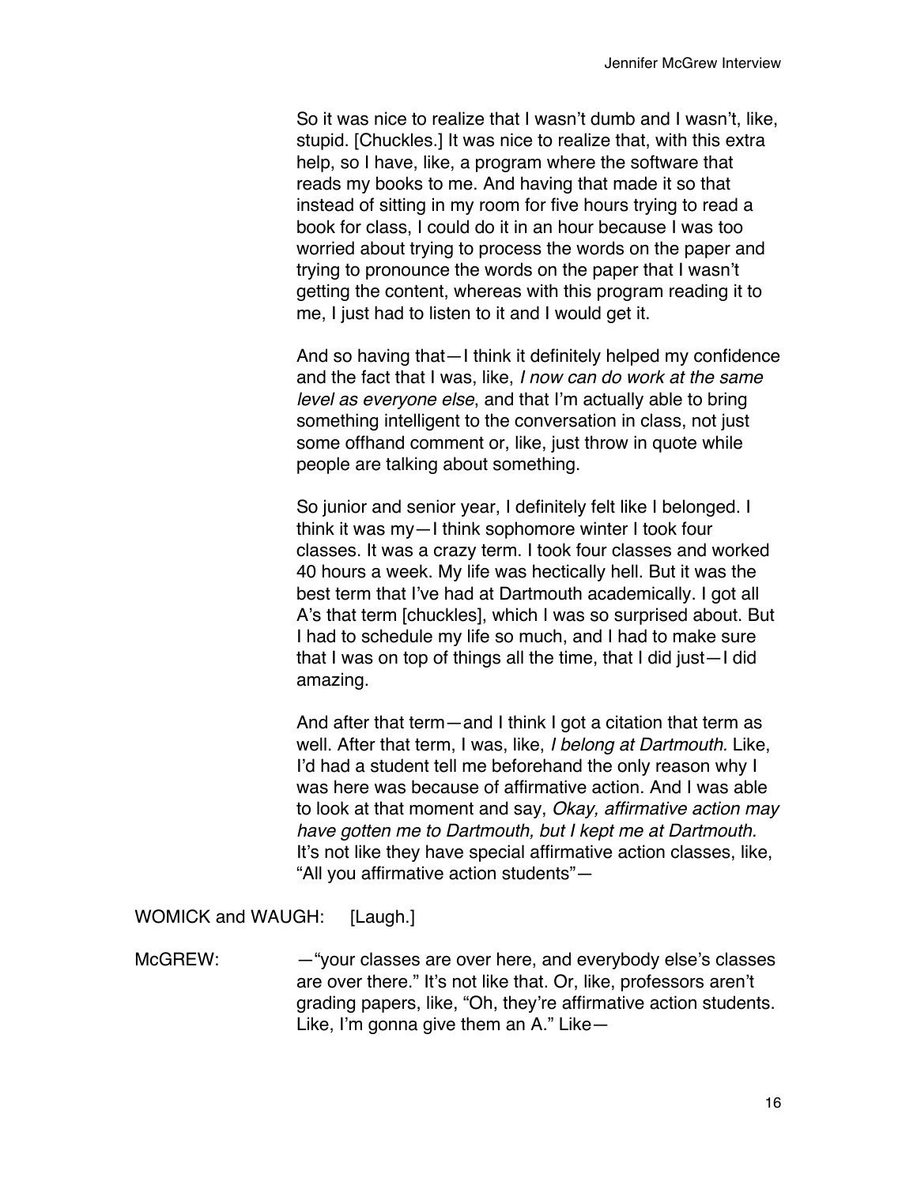So it was nice to realize that I wasn't dumb and I wasn't, like, stupid. [Chuckles.] It was nice to realize that, with this extra help, so I have, like, a program where the software that reads my books to me. And having that made it so that instead of sitting in my room for five hours trying to read a book for class, I could do it in an hour because I was too worried about trying to process the words on the paper and trying to pronounce the words on the paper that I wasn't getting the content, whereas with this program reading it to me, I just had to listen to it and I would get it.

And so having that—I think it definitely helped my confidence and the fact that I was, like, *I now can do work at the same level as everyone else*, and that I'm actually able to bring something intelligent to the conversation in class, not just some offhand comment or, like, just throw in quote while people are talking about something.

So junior and senior year, I definitely felt like I belonged. I think it was my—I think sophomore winter I took four classes. It was a crazy term. I took four classes and worked 40 hours a week. My life was hectically hell. But it was the best term that I've had at Dartmouth academically. I got all A's that term [chuckles], which I was so surprised about. But I had to schedule my life so much, and I had to make sure that I was on top of things all the time, that I did just—I did amazing.

And after that term—and I think I got a citation that term as well. After that term, I was, like, *I belong at Dartmouth.* Like, I'd had a student tell me beforehand the only reason why I was here was because of affirmative action. And I was able to look at that moment and say, *Okay, affirmative action may have gotten me to Dartmouth, but I kept me at Dartmouth.* It's not like they have special affirmative action classes, like, "All you affirmative action students"—

WOMICK and WAUGH: [Laugh.]

McGREW: —"your classes are over here, and everybody else's classes are over there." It's not like that. Or, like, professors aren't grading papers, like, "Oh, they're affirmative action students. Like, I'm gonna give them an A." Like—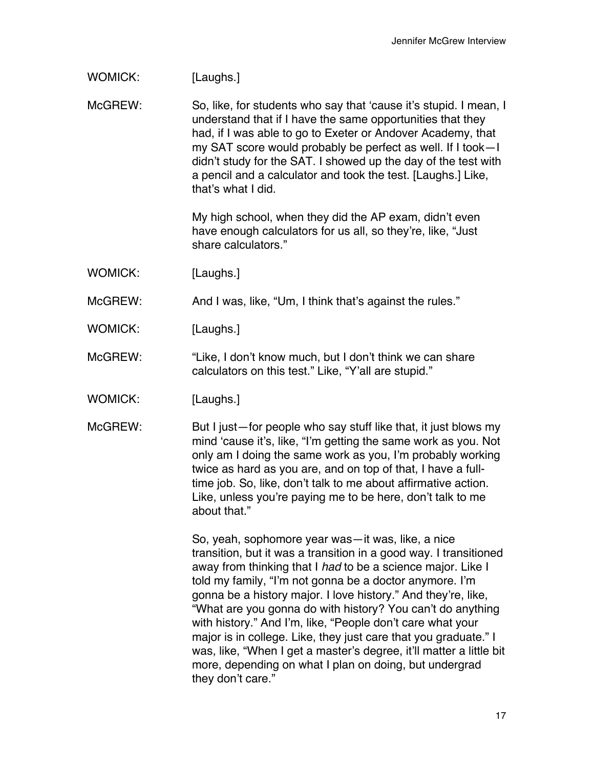WOMICK: [Laughs.]

McGREW: So, like, for students who say that ‘cause it’s stupid. I mean, I understand that if I have the same opportunities that they had, if I was able to go to Exeter or Andover Academy, that my SAT score would probably be perfect as well. If I took—I didn’t study for the SAT. I showed up the day of the test with a pencil and a calculator and took the test. [Laughs.] Like, that’s what I did.

My high school, when they did the AP exam, didn’t even have enough calculators for us all, so they’re, like, “Just share calculators.”

WOMICK: [Laughs.]

McGREW: And I was, like, “Um, I think that’s against the rules.”

WOMICK: [Laughs.]

McGREW: “Like, I don’t know much, but I don’t think we can share calculators on this test.” Like, “Y’all are stupid.”

WOMICK: [Laughs.]

McGREW: But I just—for people who say stuff like that, it just blows my mind ‘cause it’s, like, “I’m getting the same work as you. Not only am I doing the same work as you, I’m probably working twice as hard as you are, and on top of that, I have a full-time job. So, like, don’t talk to me about affirmative action. Like, unless you’re paying me to be here, don’t talk to me about that.”

So, yeah, sophomore year was—it was, like, a nice transition, but it was a transition in a good way. I transitioned away from thinking that I *had* to be a science major. Like I told my family, “I’m not gonna be a doctor anymore. I’m gonna be a history major. I love history.” And they’re, like, “What are you gonna do with history? You can’t do anything with history.” And I’m, like, “People don’t care what your major is in college. Like, they just care that you graduate.” I was, like, “When I get a master’s degree, it’ll matter a little bit more, depending on what I plan on doing, but undergrad they don’t care.”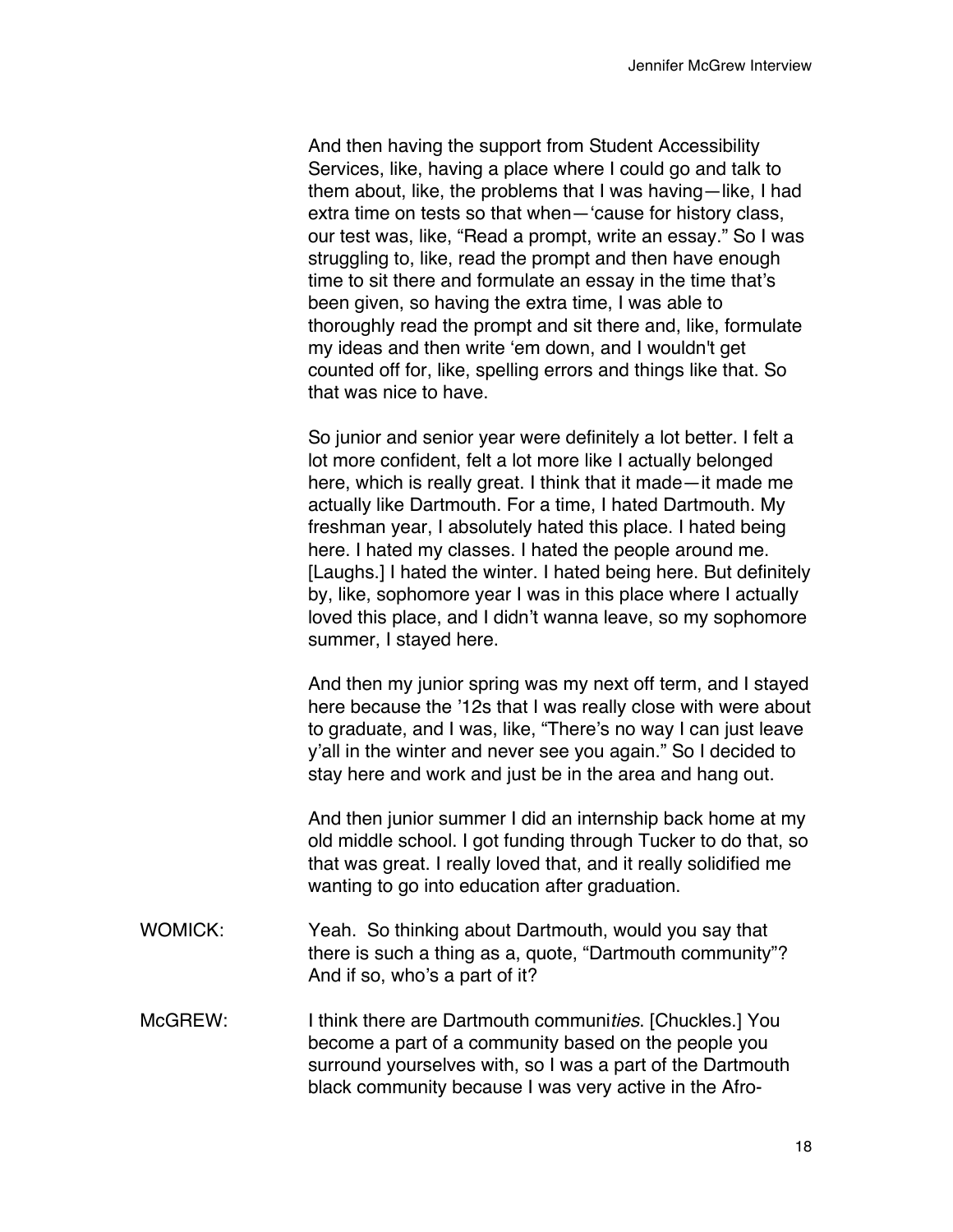And then having the support from Student Accessibility Services, like, having a place where I could go and talk to them about, like, the problems that I was having—like, I had extra time on tests so that when—'cause for history class, our test was, like, "Read a prompt, write an essay." So I was struggling to, like, read the prompt and then have enough time to sit there and formulate an essay in the time that's been given, so having the extra time, I was able to thoroughly read the prompt and sit there and, like, formulate my ideas and then write 'em down, and I wouldn't get counted off for, like, spelling errors and things like that. So that was nice to have.

So junior and senior year were definitely a lot better. I felt a lot more confident, felt a lot more like I actually belonged here, which is really great. I think that it made—it made me actually like Dartmouth. For a time, I hated Dartmouth. My freshman year, I absolutely hated this place. I hated being here. I hated my classes. I hated the people around me. [Laughs.] I hated the winter. I hated being here. But definitely by, like, sophomore year I was in this place where I actually loved this place, and I didn't wanna leave, so my sophomore summer, I stayed here.

And then my junior spring was my next off term, and I stayed here because the '12s that I was really close with were about to graduate, and I was, like, "There's no way I can just leave y'all in the winter and never see you again." So I decided to stay here and work and just be in the area and hang out.

And then junior summer I did an internship back home at my old middle school. I got funding through Tucker to do that, so that was great. I really loved that, and it really solidified me wanting to go into education after graduation.

WOMICK: Yeah. So thinking about Dartmouth, would you say that there is such a thing as a, quote, "Dartmouth community"? And if so, who's a part of it?

McGREW: I think there are Dartmouth communi*ties*. [Chuckles.] You become a part of a community based on the people you surround yourselves with, so I was a part of the Dartmouth black community because I was very active in the Afro-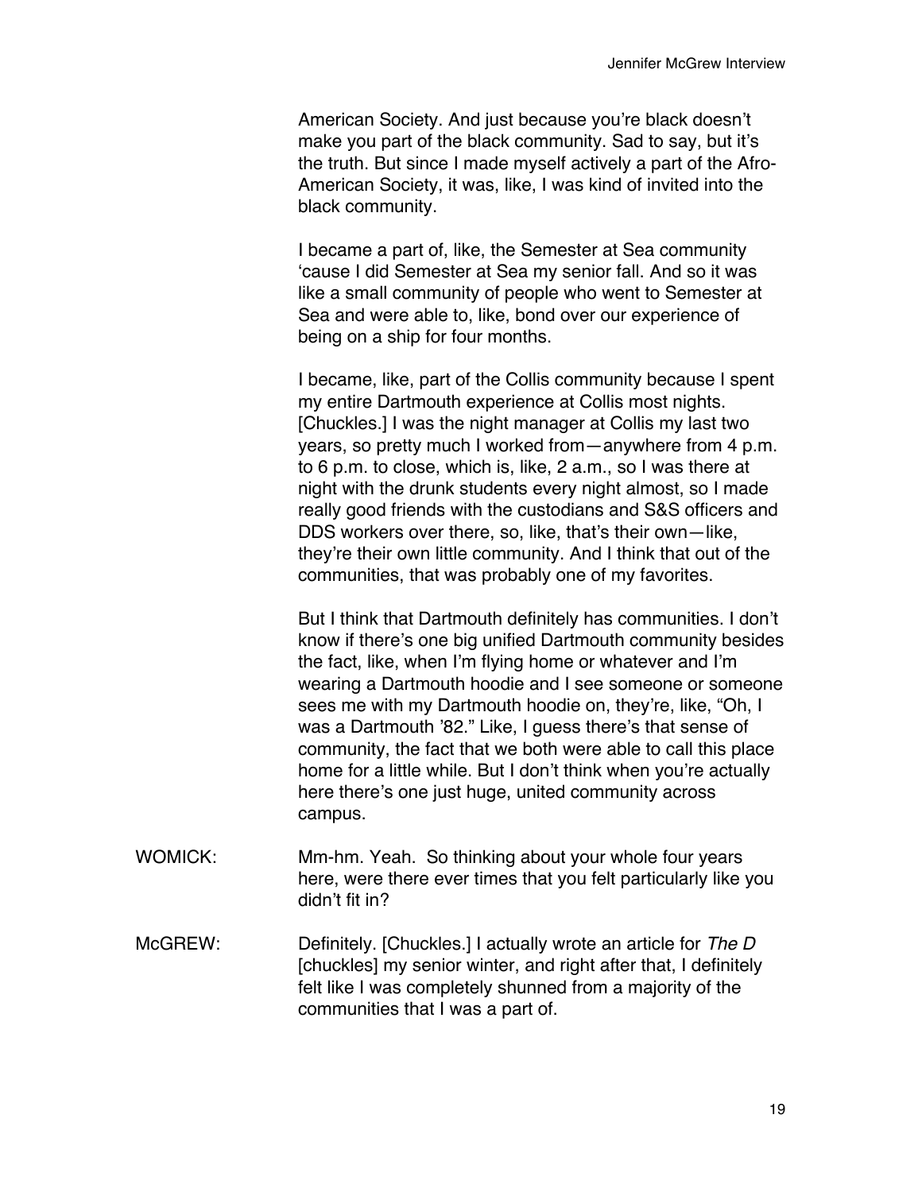American Society. And just because you're black doesn't make you part of the black community. Sad to say, but it's the truth. But since I made myself actively a part of the Afro-American Society, it was, like, I was kind of invited into the black community.

I became a part of, like, the Semester at Sea community 'cause I did Semester at Sea my senior fall. And so it was like a small community of people who went to Semester at Sea and were able to, like, bond over our experience of being on a ship for four months.

I became, like, part of the Collis community because I spent my entire Dartmouth experience at Collis most nights. [Chuckles.] I was the night manager at Collis my last two years, so pretty much I worked from—anywhere from 4 p.m. to 6 p.m. to close, which is, like, 2 a.m., so I was there at night with the drunk students every night almost, so I made really good friends with the custodians and S&S officers and DDS workers over there, so, like, that's their own—like, they're their own little community. And I think that out of the communities, that was probably one of my favorites.

But I think that Dartmouth definitely has communities. I don't know if there's one big unified Dartmouth community besides the fact, like, when I'm flying home or whatever and I'm wearing a Dartmouth hoodie and I see someone or someone sees me with my Dartmouth hoodie on, they're, like, "Oh, I was a Dartmouth '82." Like, I guess there's that sense of community, the fact that we both were able to call this place home for a little while. But I don't think when you're actually here there's one just huge, united community across campus.

WOMICK: Mm-hm. Yeah. So thinking about your whole four years here, were there ever times that you felt particularly like you didn't fit in?

McGREW: Definitely. [Chuckles.] I actually wrote an article for *The D* [chuckles] my senior winter, and right after that, I definitely felt like I was completely shunned from a majority of the communities that I was a part of.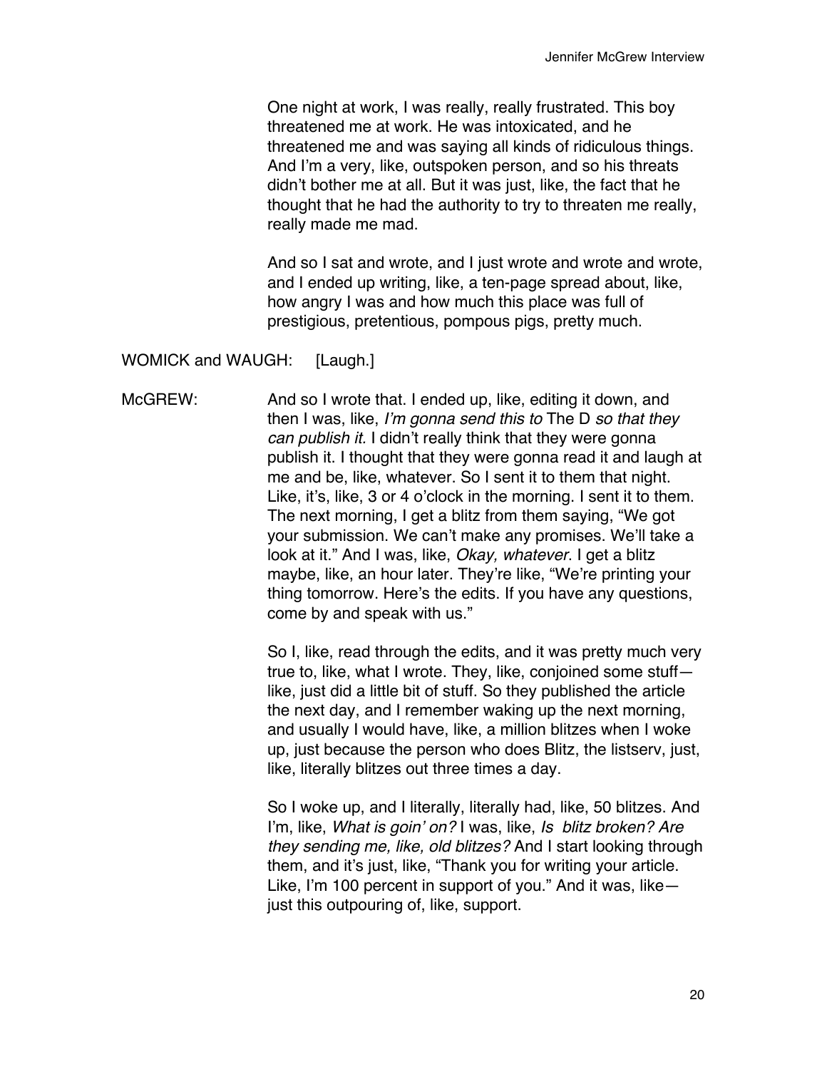One night at work, I was really, really frustrated. This boy threatened me at work. He was intoxicated, and he threatened me and was saying all kinds of ridiculous things. And I'm a very, like, outspoken person, and so his threats didn't bother me at all. But it was just, like, the fact that he thought that he had the authority to try to threaten me really, really made me mad.

And so I sat and wrote, and I just wrote and wrote and wrote, and I ended up writing, like, a ten-page spread about, like, how angry I was and how much this place was full of prestigious, pretentious, pompous pigs, pretty much.

WOMICK and WAUGH: [Laugh.]

McGREW: And so I wrote that. I ended up, like, editing it down, and then I was, like, *I'm gonna send this to* The D *so that they can publish it.* I didn't really think that they were gonna publish it. I thought that they were gonna read it and laugh at me and be, like, whatever. So I sent it to them that night. Like, it's, like, 3 or 4 o'clock in the morning. I sent it to them. The next morning, I get a blitz from them saying, "We got your submission. We can't make any promises. We'll take a look at it." And I was, like, *Okay, whatever*. I get a blitz maybe, like, an hour later. They're like, "We're printing your thing tomorrow. Here's the edits. If you have any questions, come by and speak with us."

So I, like, read through the edits, and it was pretty much very true to, like, what I wrote. They, like, conjoined some stuff—like, just did a little bit of stuff. So they published the article the next day, and I remember waking up the next morning, and usually I would have, like, a million blitzes when I woke up, just because the person who does Blitz, the listserv, just, like, literally blitzes out three times a day.

So I woke up, and I literally, literally had, like, 50 blitzes. And I'm, like, *What is goin' on?* I was, like, *Is blitz broken? Are they sending me, like, old blitzes?* And I start looking through them, and it's just, like, "Thank you for writing your article. Like, I'm 100 percent in support of you." And it was, like—just this outpouring of, like, support.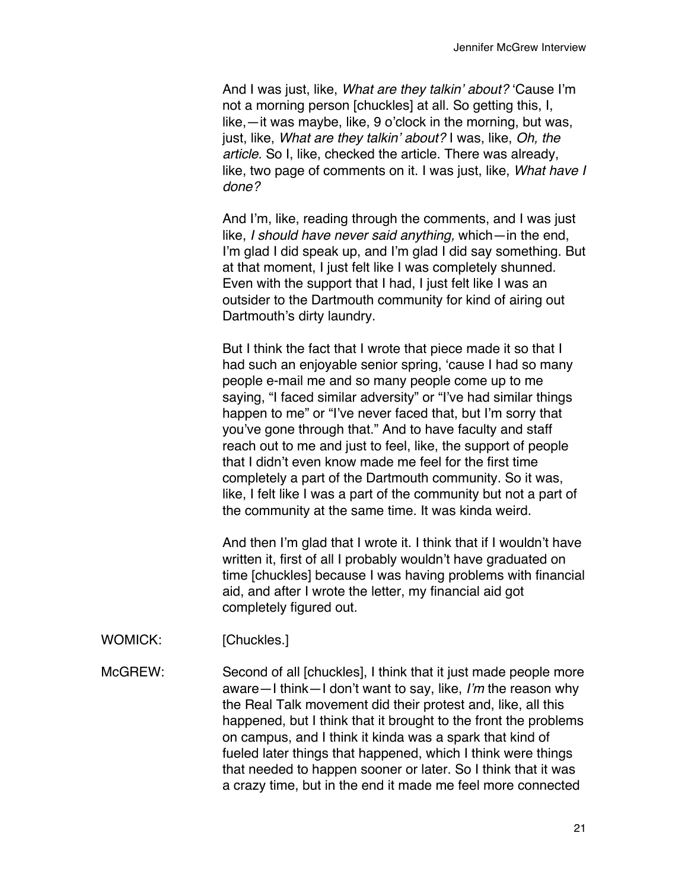And I was just, like, *What are they talkin' about?* 'Cause I'm not a morning person [chuckles] at all. So getting this, I, like,—it was maybe, like, 9 o'clock in the morning, but was, just, like, *What are they talkin' about?* I was, like, *Oh, the article*. So I, like, checked the article. There was already, like, two page of comments on it. I was just, like, *What have I done?*

And I'm, like, reading through the comments, and I was just like, *I should have never said anything,* which—in the end, I'm glad I did speak up, and I'm glad I did say something. But at that moment, I just felt like I was completely shunned. Even with the support that I had, I just felt like I was an outsider to the Dartmouth community for kind of airing out Dartmouth's dirty laundry.

But I think the fact that I wrote that piece made it so that I had such an enjoyable senior spring, 'cause I had so many people e-mail me and so many people come up to me saying, "I faced similar adversity" or "I've had similar things happen to me" or "I've never faced that, but I'm sorry that you've gone through that." And to have faculty and staff reach out to me and just to feel, like, the support of people that I didn't even know made me feel for the first time completely a part of the Dartmouth community. So it was, like, I felt like I was a part of the community but not a part of the community at the same time. It was kinda weird.

And then I'm glad that I wrote it. I think that if I wouldn't have written it, first of all I probably wouldn't have graduated on time [chuckles] because I was having problems with financial aid, and after I wrote the letter, my financial aid got completely figured out.

WOMICK: [Chuckles.]

McGREW: Second of all [chuckles], I think that it just made people more aware—I think—I don't want to say, like, *I'm* the reason why the Real Talk movement did their protest and, like, all this happened, but I think that it brought to the front the problems on campus, and I think it kinda was a spark that kind of fueled later things that happened, which I think were things that needed to happen sooner or later. So I think that it was a crazy time, but in the end it made me feel more connected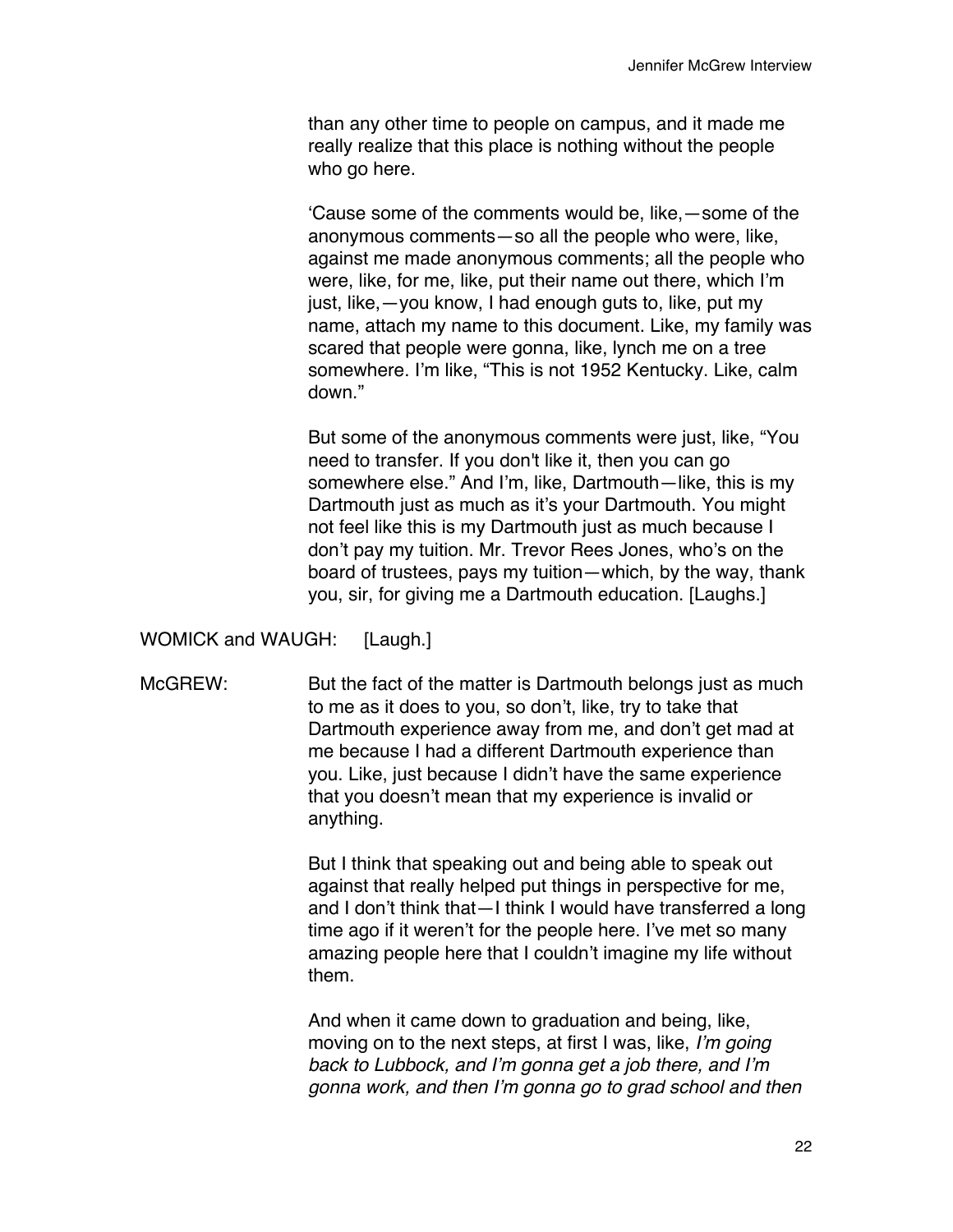than any other time to people on campus, and it made me really realize that this place is nothing without the people who go here.

'Cause some of the comments would be, like,—some of the anonymous comments—so all the people who were, like, against me made anonymous comments; all the people who were, like, for me, like, put their name out there, which I'm just, like,—you know, I had enough guts to, like, put my name, attach my name to this document. Like, my family was scared that people were gonna, like, lynch me on a tree somewhere. I'm like, "This is not 1952 Kentucky. Like, calm down."

But some of the anonymous comments were just, like, "You need to transfer. If you don't like it, then you can go somewhere else." And I'm, like, Dartmouth—like, this is my Dartmouth just as much as it's your Dartmouth. You might not feel like this is my Dartmouth just as much because I don't pay my tuition. Mr. Trevor Rees Jones, who's on the board of trustees, pays my tuition—which, by the way, thank you, sir, for giving me a Dartmouth education. [Laughs.]

WOMICK and WAUGH: [Laugh.]

McGREW: But the fact of the matter is Dartmouth belongs just as much to me as it does to you, so don't, like, try to take that Dartmouth experience away from me, and don't get mad at me because I had a different Dartmouth experience than you. Like, just because I didn't have the same experience that you doesn't mean that my experience is invalid or anything.

But I think that speaking out and being able to speak out against that really helped put things in perspective for me, and I don't think that—I think I would have transferred a long time ago if it weren't for the people here. I've met so many amazing people here that I couldn't imagine my life without them.

And when it came down to graduation and being, like, moving on to the next steps, at first I was, like, *I'm going back to Lubbock, and I'm gonna get a job there, and I'm gonna work, and then I'm gonna go to grad school and then*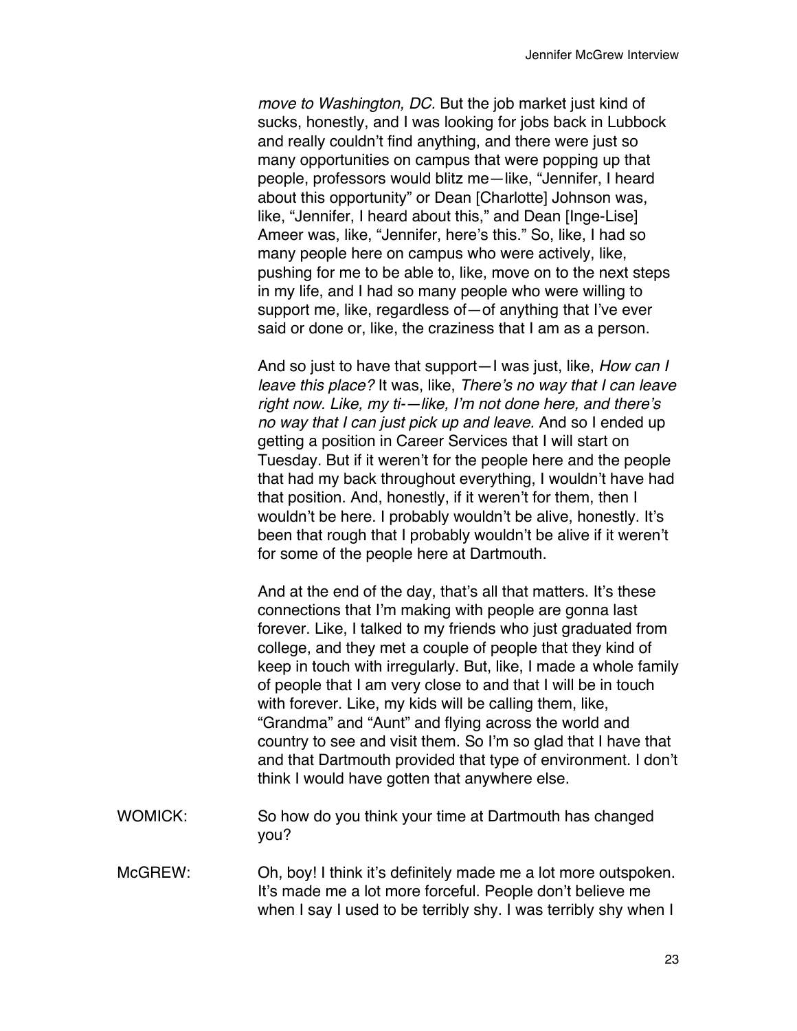*move to Washington, DC.* But the job market just kind of sucks, honestly, and I was looking for jobs back in Lubbock and really couldn't find anything, and there were just so many opportunities on campus that were popping up that people, professors would blitz me—like, "Jennifer, I heard about this opportunity" or Dean [Charlotte] Johnson was, like, "Jennifer, I heard about this," and Dean [Inge-Lise] Ameer was, like, "Jennifer, here's this." So, like, I had so many people here on campus who were actively, like, pushing for me to be able to, like, move on to the next steps in my life, and I had so many people who were willing to support me, like, regardless of—of anything that I've ever said or done or, like, the craziness that I am as a person.

And so just to have that support—I was just, like, *How can I leave this place?* It was, like, *There's no way that I can leave right now. Like, my ti-—like, I'm not done here, and there's no way that I can just pick up and leave.* And so I ended up getting a position in Career Services that I will start on Tuesday. But if it weren't for the people here and the people that had my back throughout everything, I wouldn't have had that position. And, honestly, if it weren't for them, then I wouldn't be here. I probably wouldn't be alive, honestly. It's been that rough that I probably wouldn't be alive if it weren't for some of the people here at Dartmouth.

And at the end of the day, that's all that matters. It's these connections that I'm making with people are gonna last forever. Like, I talked to my friends who just graduated from college, and they met a couple of people that they kind of keep in touch with irregularly. But, like, I made a whole family of people that I am very close to and that I will be in touch with forever. Like, my kids will be calling them, like, "Grandma" and "Aunt" and flying across the world and country to see and visit them. So I'm so glad that I have that and that Dartmouth provided that type of environment. I don't think I would have gotten that anywhere else.

WOMICK: So how do you think your time at Dartmouth has changed you?

McGREW: Oh, boy! I think it's definitely made me a lot more outspoken. It's made me a lot more forceful. People don't believe me when I say I used to be terribly shy. I was terribly shy when I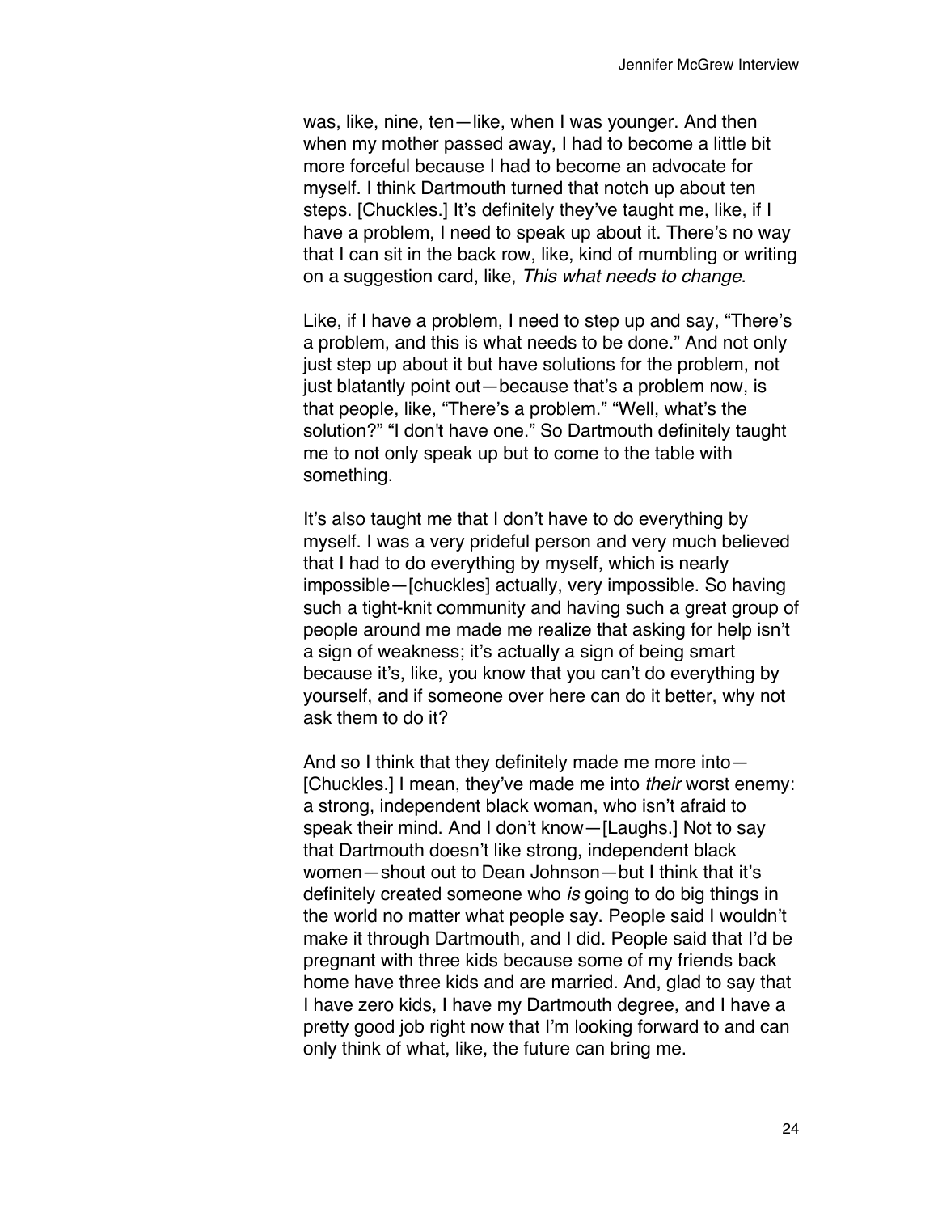was, like, nine, ten—like, when I was younger. And then when my mother passed away, I had to become a little bit more forceful because I had to become an advocate for myself. I think Dartmouth turned that notch up about ten steps. [Chuckles.] It's definitely they've taught me, like, if I have a problem, I need to speak up about it. There's no way that I can sit in the back row, like, kind of mumbling or writing on a suggestion card, like, *This what needs to change*.

Like, if I have a problem, I need to step up and say, "There's a problem, and this is what needs to be done." And not only just step up about it but have solutions for the problem, not just blatantly point out—because that's a problem now, is that people, like, "There's a problem." "Well, what's the solution?" "I don't have one." So Dartmouth definitely taught me to not only speak up but to come to the table with something.

It's also taught me that I don't have to do everything by myself. I was a very prideful person and very much believed that I had to do everything by myself, which is nearly impossible—[chuckles] actually, very impossible. So having such a tight-knit community and having such a great group of people around me made me realize that asking for help isn't a sign of weakness; it's actually a sign of being smart because it's, like, you know that you can't do everything by yourself, and if someone over here can do it better, why not ask them to do it?

And so I think that they definitely made me more into—[Chuckles.] I mean, they've made me into *their* worst enemy: a strong, independent black woman, who isn't afraid to speak their mind. And I don't know—[Laughs.] Not to say that Dartmouth doesn't like strong, independent black women—shout out to Dean Johnson—but I think that it's definitely created someone who *is* going to do big things in the world no matter what people say. People said I wouldn't make it through Dartmouth, and I did. People said that I'd be pregnant with three kids because some of my friends back home have three kids and are married. And, glad to say that I have zero kids, I have my Dartmouth degree, and I have a pretty good job right now that I'm looking forward to and can only think of what, like, the future can bring me.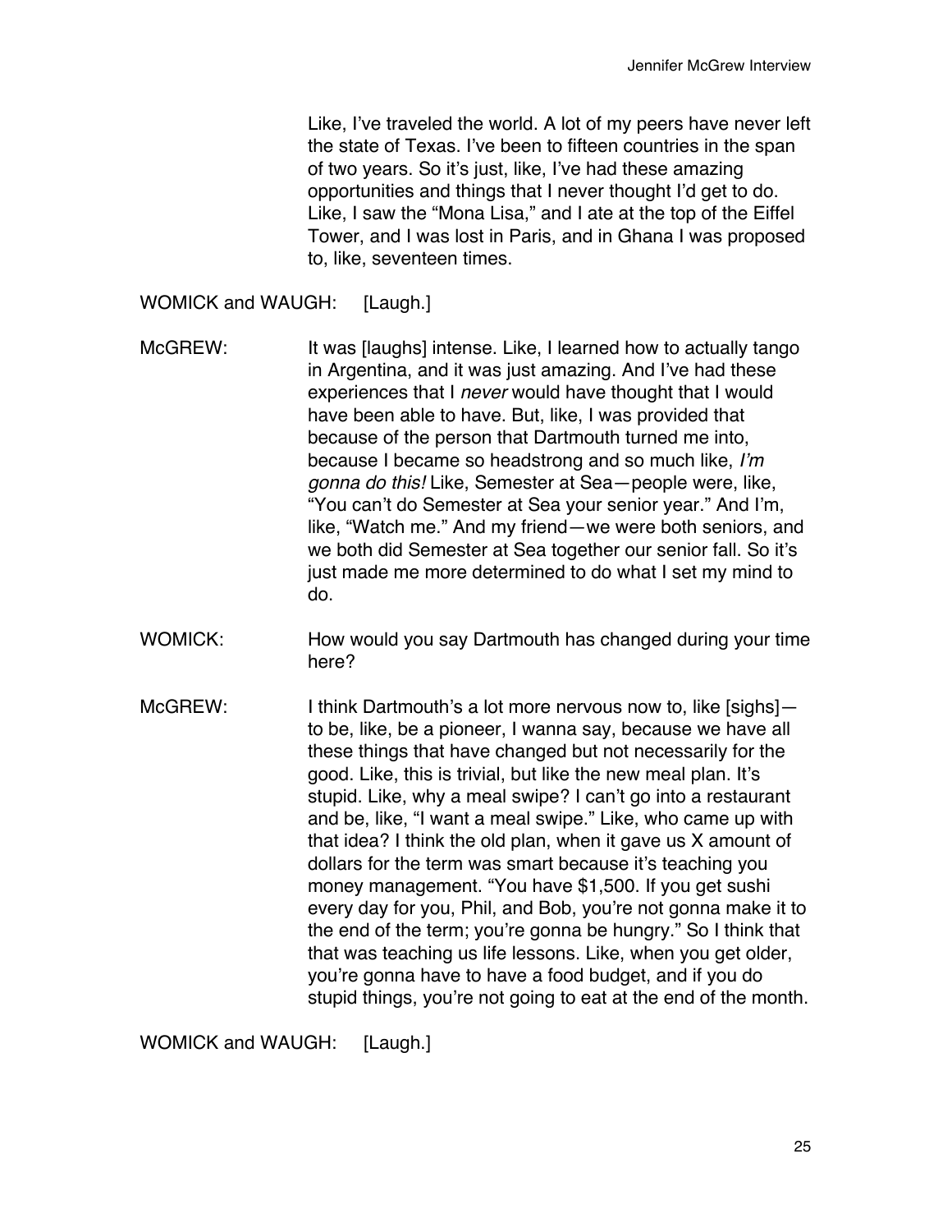Like, I've traveled the world. A lot of my peers have never left the state of Texas. I've been to fifteen countries in the span of two years. So it's just, like, I've had these amazing opportunities and things that I never thought I'd get to do. Like, I saw the "Mona Lisa," and I ate at the top of the Eiffel Tower, and I was lost in Paris, and in Ghana I was proposed to, like, seventeen times.

WOMICK and WAUGH: [Laugh.]

McGREW: It was [laughs] intense. Like, I learned how to actually tango in Argentina, and it was just amazing. And I've had these experiences that I *never* would have thought that I would have been able to have. But, like, I was provided that because of the person that Dartmouth turned me into, because I became so headstrong and so much like, *I'm gonna do this!* Like, Semester at Sea—people were, like, "You can't do Semester at Sea your senior year." And I'm, like, "Watch me." And my friend—we were both seniors, and we both did Semester at Sea together our senior fall. So it's just made me more determined to do what I set my mind to do.

WOMICK: How would you say Dartmouth has changed during your time here?

McGREW: I think Dartmouth's a lot more nervous now to, like [sighs]—to be, like, be a pioneer, I wanna say, because we have all these things that have changed but not necessarily for the good. Like, this is trivial, but like the new meal plan. It's stupid. Like, why a meal swipe? I can't go into a restaurant and be, like, "I want a meal swipe." Like, who came up with that idea? I think the old plan, when it gave us X amount of dollars for the term was smart because it's teaching you money management. "You have $1,500. If you get sushi every day for you, Phil, and Bob, you're not gonna make it to the end of the term; you're gonna be hungry." So I think that that was teaching us life lessons. Like, when you get older, you're gonna have to have a food budget, and if you do stupid things, you're not going to eat at the end of the month.

WOMICK and WAUGH: [Laugh.]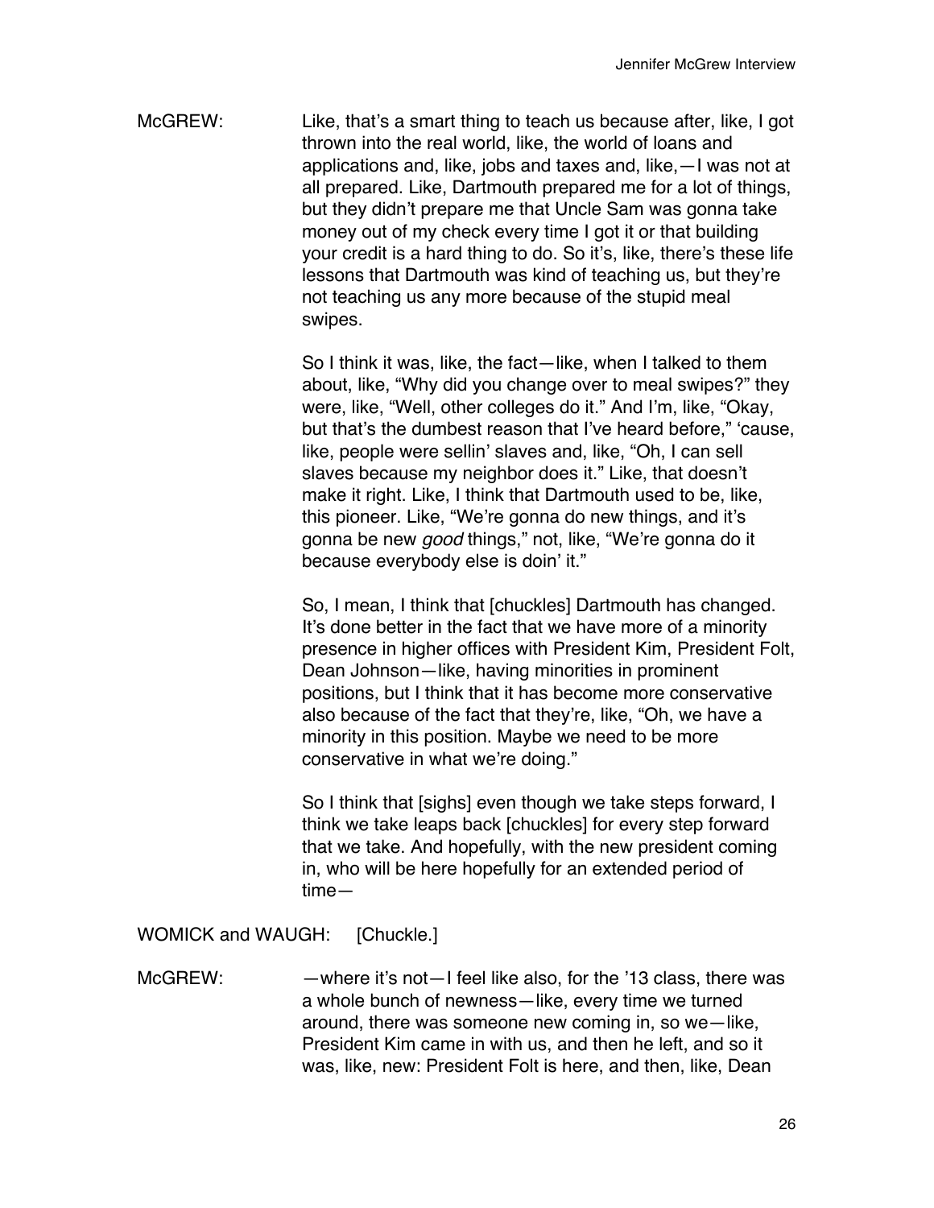McGREW: Like, that's a smart thing to teach us because after, like, I got thrown into the real world, like, the world of loans and applications and, like, jobs and taxes and, like,—I was not at all prepared. Like, Dartmouth prepared me for a lot of things, but they didn't prepare me that Uncle Sam was gonna take money out of my check every time I got it or that building your credit is a hard thing to do. So it's, like, there's these life lessons that Dartmouth was kind of teaching us, but they're not teaching us any more because of the stupid meal swipes.

So I think it was, like, the fact—like, when I talked to them about, like, "Why did you change over to meal swipes?" they were, like, "Well, other colleges do it." And I'm, like, "Okay, but that's the dumbest reason that I've heard before," 'cause, like, people were sellin' slaves and, like, "Oh, I can sell slaves because my neighbor does it." Like, that doesn't make it right. Like, I think that Dartmouth used to be, like, this pioneer. Like, "We're gonna do new things, and it's gonna be new *good* things," not, like, "We're gonna do it because everybody else is doin' it."

So, I mean, I think that [chuckles] Dartmouth has changed. It's done better in the fact that we have more of a minority presence in higher offices with President Kim, President Folt, Dean Johnson—like, having minorities in prominent positions, but I think that it has become more conservative also because of the fact that they're, like, "Oh, we have a minority in this position. Maybe we need to be more conservative in what we're doing."

So I think that [sighs] even though we take steps forward, I think we take leaps back [chuckles] for every step forward that we take. And hopefully, with the new president coming in, who will be here hopefully for an extended period of time—

WOMICK and WAUGH: [Chuckle.]

McGREW: —where it's not—I feel like also, for the '13 class, there was a whole bunch of newness—like, every time we turned around, there was someone new coming in, so we—like, President Kim came in with us, and then he left, and so it was, like, new: President Folt is here, and then, like, Dean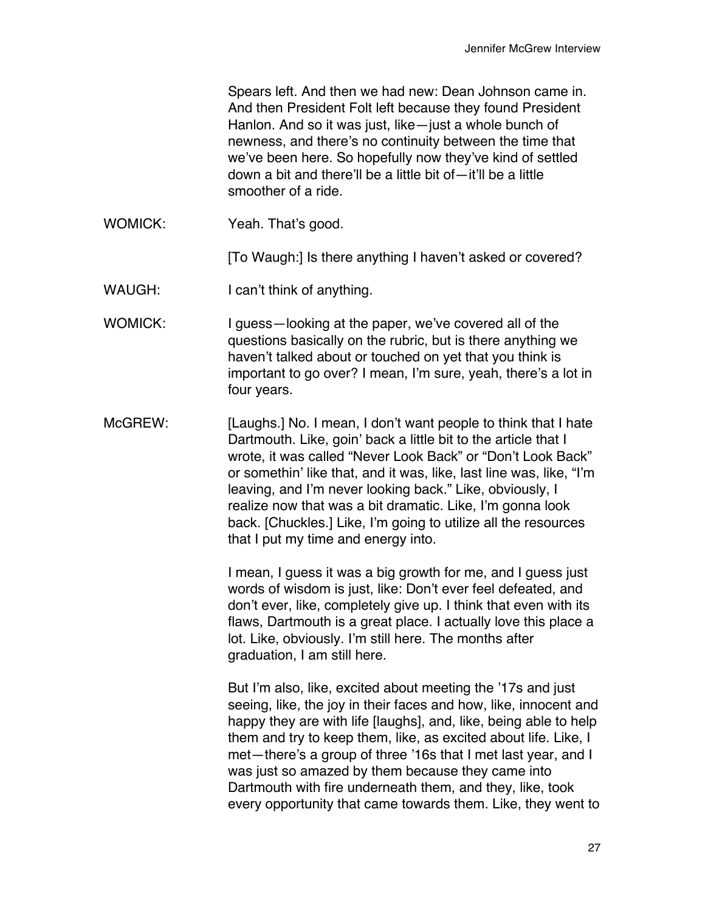Spears left. And then we had new: Dean Johnson came in. And then President Folt left because they found President Hanlon. And so it was just, like—just a whole bunch of newness, and there's no continuity between the time that we've been here. So hopefully now they've kind of settled down a bit and there'll be a little bit of—it'll be a little smoother of a ride.

WOMICK: Yeah. That's good.

[To Waugh:] Is there anything I haven't asked or covered?

WAUGH: I can't think of anything.

WOMICK: I guess—looking at the paper, we've covered all of the questions basically on the rubric, but is there anything we haven't talked about or touched on yet that you think is important to go over? I mean, I'm sure, yeah, there's a lot in four years.

McGREW: [Laughs.] No. I mean, I don't want people to think that I hate Dartmouth. Like, goin' back a little bit to the article that I wrote, it was called "Never Look Back" or "Don't Look Back" or somethin' like that, and it was, like, last line was, like, "I'm leaving, and I'm never looking back." Like, obviously, I realize now that was a bit dramatic. Like, I'm gonna look back. [Chuckles.] Like, I'm going to utilize all the resources that I put my time and energy into.

I mean, I guess it was a big growth for me, and I guess just words of wisdom is just, like: Don't ever feel defeated, and don't ever, like, completely give up. I think that even with its flaws, Dartmouth is a great place. I actually love this place a lot. Like, obviously. I'm still here. The months after graduation, I am still here.

But I'm also, like, excited about meeting the '17s and just seeing, like, the joy in their faces and how, like, innocent and happy they are with life [laughs], and, like, being able to help them and try to keep them, like, as excited about life. Like, I met—there's a group of three '16s that I met last year, and I was just so amazed by them because they came into Dartmouth with fire underneath them, and they, like, took every opportunity that came towards them. Like, they went to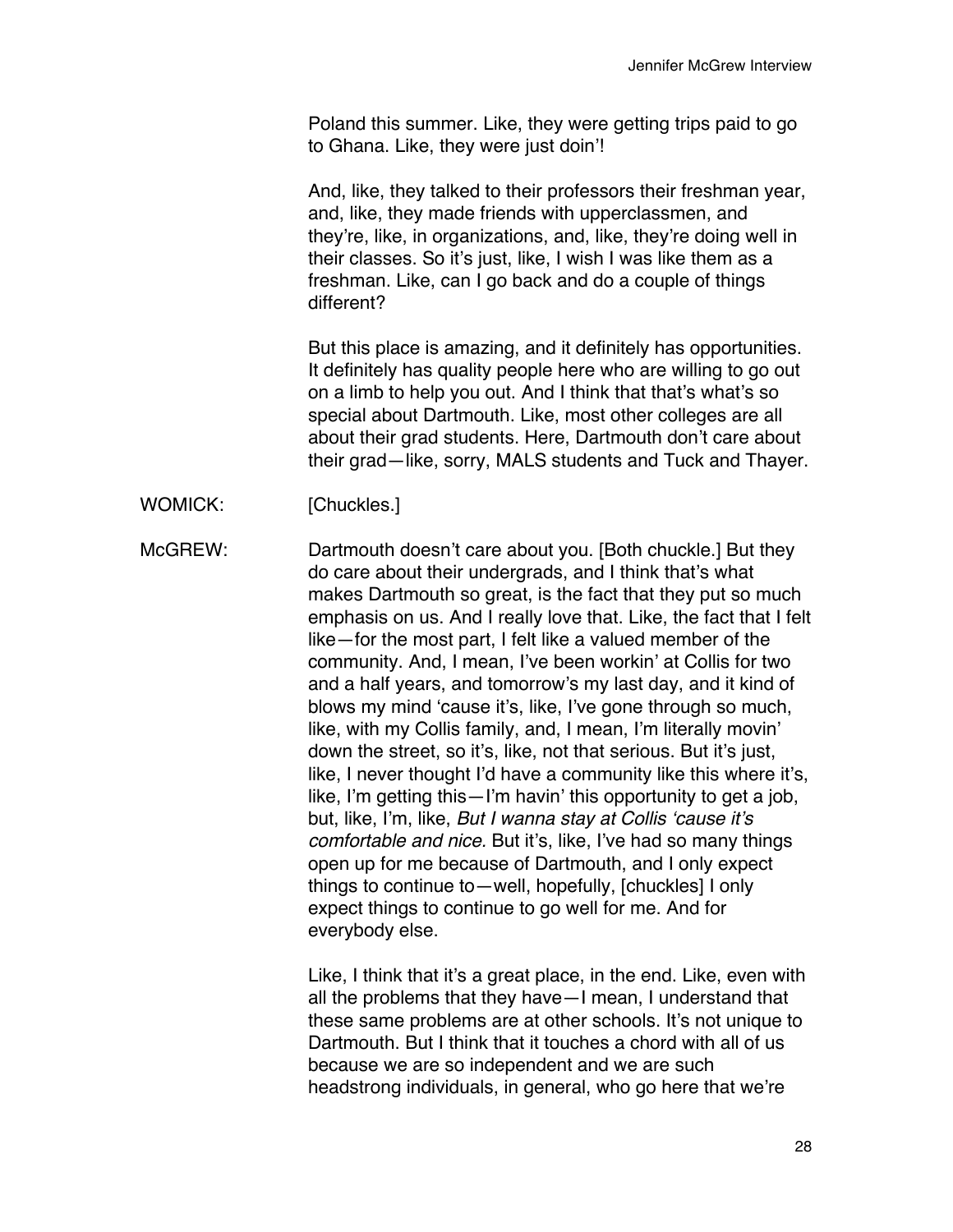Poland this summer. Like, they were getting trips paid to go to Ghana. Like, they were just doin'!

And, like, they talked to their professors their freshman year, and, like, they made friends with upperclassmen, and they're, like, in organizations, and, like, they're doing well in their classes. So it's just, like, I wish I was like them as a freshman. Like, can I go back and do a couple of things different?

But this place is amazing, and it definitely has opportunities. It definitely has quality people here who are willing to go out on a limb to help you out. And I think that that's what's so special about Dartmouth. Like, most other colleges are all about their grad students. Here, Dartmouth don't care about their grad—like, sorry, MALS students and Tuck and Thayer.

WOMICK: [Chuckles.]

McGREW: Dartmouth doesn't care about you. [Both chuckle.] But they do care about their undergrads, and I think that's what makes Dartmouth so great, is the fact that they put so much emphasis on us. And I really love that. Like, the fact that I felt like—for the most part, I felt like a valued member of the community. And, I mean, I've been workin' at Collis for two and a half years, and tomorrow's my last day, and it kind of blows my mind 'cause it's, like, I've gone through so much, like, with my Collis family, and, I mean, I'm literally movin' down the street, so it's, like, not that serious. But it's just, like, I never thought I'd have a community like this where it's, like, I'm getting this—I'm havin' this opportunity to get a job, but, like, I'm, like, *But I wanna stay at Collis 'cause it's comfortable and nice.* But it's, like, I've had so many things open up for me because of Dartmouth, and I only expect things to continue to—well, hopefully, [chuckles] I only expect things to continue to go well for me. And for everybody else.

Like, I think that it's a great place, in the end. Like, even with all the problems that they have—I mean, I understand that these same problems are at other schools. It's not unique to Dartmouth. But I think that it touches a chord with all of us because we are so independent and we are such headstrong individuals, in general, who go here that we're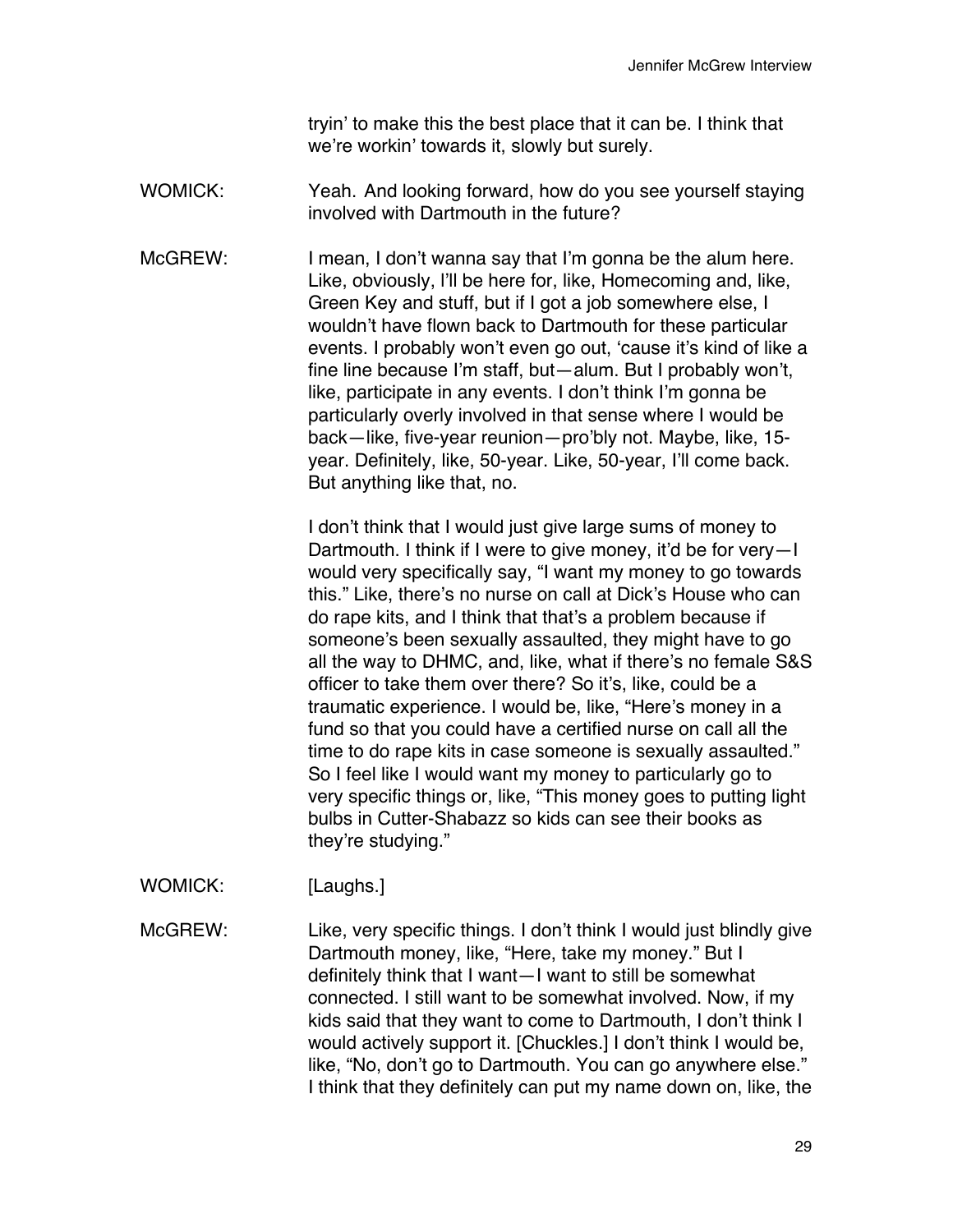tryin' to make this the best place that it can be. I think that we're workin' towards it, slowly but surely.

WOMICK: Yeah. And looking forward, how do you see yourself staying involved with Dartmouth in the future?

McGREW: I mean, I don't wanna say that I'm gonna be the alum here. Like, obviously, I'll be here for, like, Homecoming and, like, Green Key and stuff, but if I got a job somewhere else, I wouldn't have flown back to Dartmouth for these particular events. I probably won't even go out, 'cause it's kind of like a fine line because I'm staff, but—alum. But I probably won't, like, participate in any events. I don't think I'm gonna be particularly overly involved in that sense where I would be back—like, five-year reunion—pro'bly not. Maybe, like, 15-year. Definitely, like, 50-year. Like, 50-year, I'll come back. But anything like that, no.

I don't think that I would just give large sums of money to Dartmouth. I think if I were to give money, it'd be for very—I would very specifically say, "I want my money to go towards this." Like, there's no nurse on call at Dick's House who can do rape kits, and I think that that's a problem because if someone's been sexually assaulted, they might have to go all the way to DHMC, and, like, what if there's no female S&S officer to take them over there? So it's, like, could be a traumatic experience. I would be, like, "Here's money in a fund so that you could have a certified nurse on call all the time to do rape kits in case someone is sexually assaulted." So I feel like I would want my money to particularly go to very specific things or, like, "This money goes to putting light bulbs in Cutter-Shabazz so kids can see their books as they're studying."

WOMICK: [Laughs.]

McGREW: Like, very specific things. I don't think I would just blindly give Dartmouth money, like, "Here, take my money." But I definitely think that I want—I want to still be somewhat connected. I still want to be somewhat involved. Now, if my kids said that they want to come to Dartmouth, I don't think I would actively support it. [Chuckles.] I don't think I would be, like, "No, don't go to Dartmouth. You can go anywhere else." I think that they definitely can put my name down on, like, the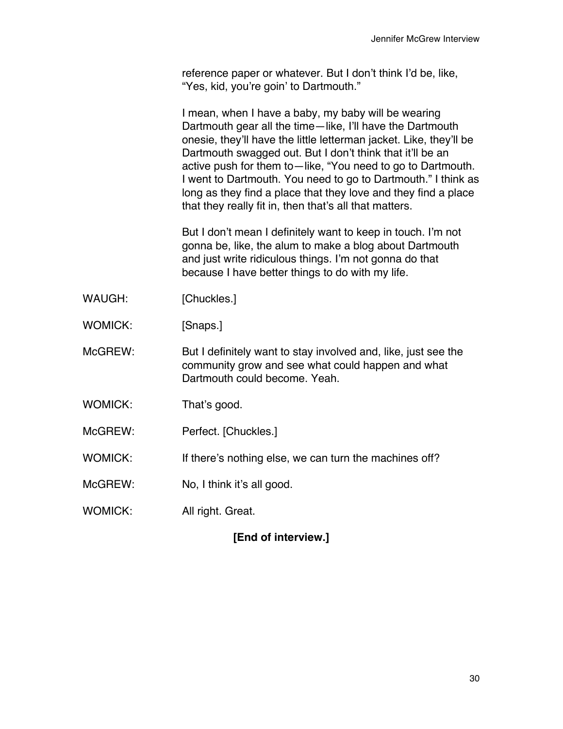reference paper or whatever. But I don't think I'd be, like, "Yes, kid, you're goin' to Dartmouth."

I mean, when I have a baby, my baby will be wearing Dartmouth gear all the time—like, I'll have the Dartmouth onesie, they'll have the little letterman jacket. Like, they'll be Dartmouth swagged out. But I don't think that it'll be an active push for them to—like, "You need to go to Dartmouth. I went to Dartmouth. You need to go to Dartmouth." I think as long as they find a place that they love and they find a place that they really fit in, then that's all that matters.

But I don't mean I definitely want to keep in touch. I'm not gonna be, like, the alum to make a blog about Dartmouth and just write ridiculous things. I'm not gonna do that because I have better things to do with my life.

WAUGH: [Chuckles.]

WOMICK: [Snaps.]

McGREW: But I definitely want to stay involved and, like, just see the community grow and see what could happen and what Dartmouth could become. Yeah.

WOMICK: That's good.

McGREW: Perfect. [Chuckles.]

WOMICK: If there's nothing else, we can turn the machines off?

McGREW: No, I think it's all good.

WOMICK: All right. Great.

**[End of interview.]**